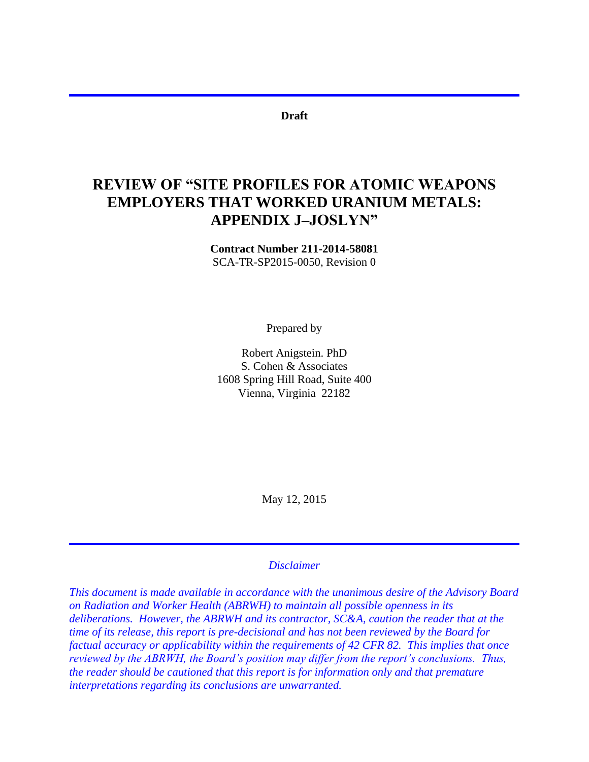**Draft**

# REVIEW OF "SITE PROFILES FOR ATOMIC WEAPONS EMPLOYERS THAT WORKED URANIUM METALS: APPENDIX J–JOSLYN"

**Contract Number 211-2014-58081**
SCA-TR-SP2015-0050, Revision 0

Prepared by

Robert Anigstein. PhD
S. Cohen & Associates
1608 Spring Hill Road, Suite 400
Vienna, Virginia 22182

May 12, 2015

*Disclaimer*

*This document is made available in accordance with the unanimous desire of the Advisory Board on Radiation and Worker Health (ABRWH) to maintain all possible openness in its deliberations. However, the ABRWH and its contractor, SC&A, caution the reader that at the time of its release, this report is pre-decisional and has not been reviewed by the Board for factual accuracy or applicability within the requirements of 42 CFR 82. This implies that once reviewed by the ABRWH, the Board's position may differ from the report's conclusions. Thus, the reader should be cautioned that this report is for information only and that premature interpretations regarding its conclusions are unwarranted.*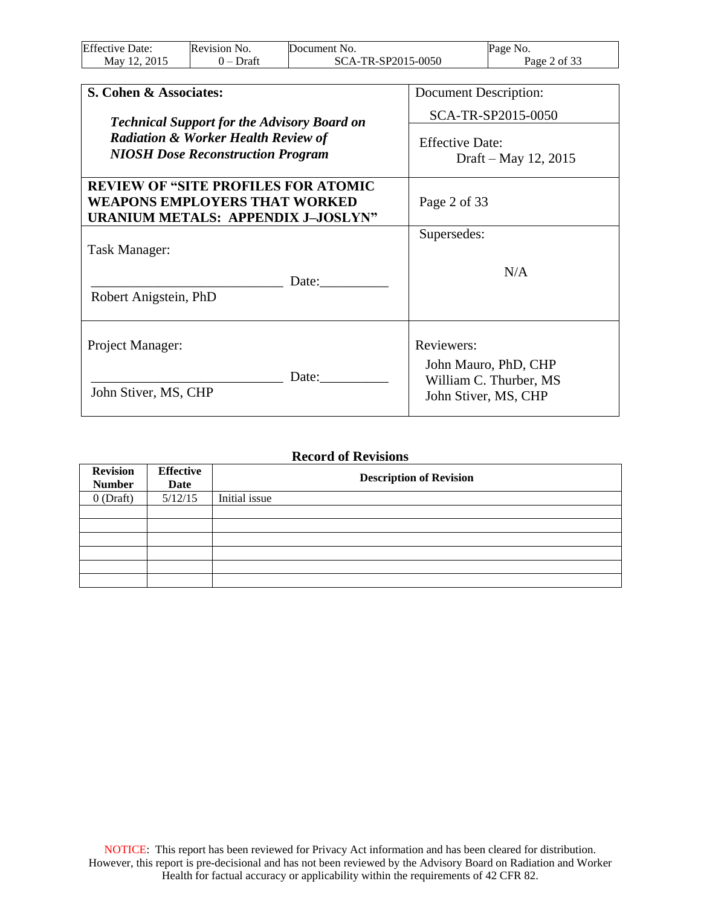| **S. Cohen & Associates:** *Technical Support for the Advisory Board on Radiation & Worker Health Review of NIOSH Dose Reconstruction Program* | Document Description: SCA-TR-SP2015-0050 |
|---|---|
| | Effective Date: Draft – May 12, 2015 |
| **REVIEW OF "SITE PROFILES FOR ATOMIC WEAPONS EMPLOYERS THAT WORKED URANIUM METALS: APPENDIX J–JOSLYN"** | Page 2 of 33 |
| Task Manager: ____________________________ Date:__________ Robert Anigstein, PhD | Supersedes: N/A |
| Project Manager: ____________________________ Date:__________ John Stiver, MS, CHP | Reviewers: John Mauro, PhD, CHP William C. Thurber, MS John Stiver, MS, CHP |

## Record of Revisions

| Revision Number | Effective Date | Description of Revision |
|---|---|---|
| 0 (Draft) | 5/12/15 | Initial issue |
| | | |
| | | |
| | | |
| | | |
| | | |
| | | |

NOTICE: This report has been reviewed for Privacy Act information and has been cleared for distribution. However, this report is pre-decisional and has not been reviewed by the Advisory Board on Radiation and Worker Health for factual accuracy or applicability within the requirements of 42 CFR 82.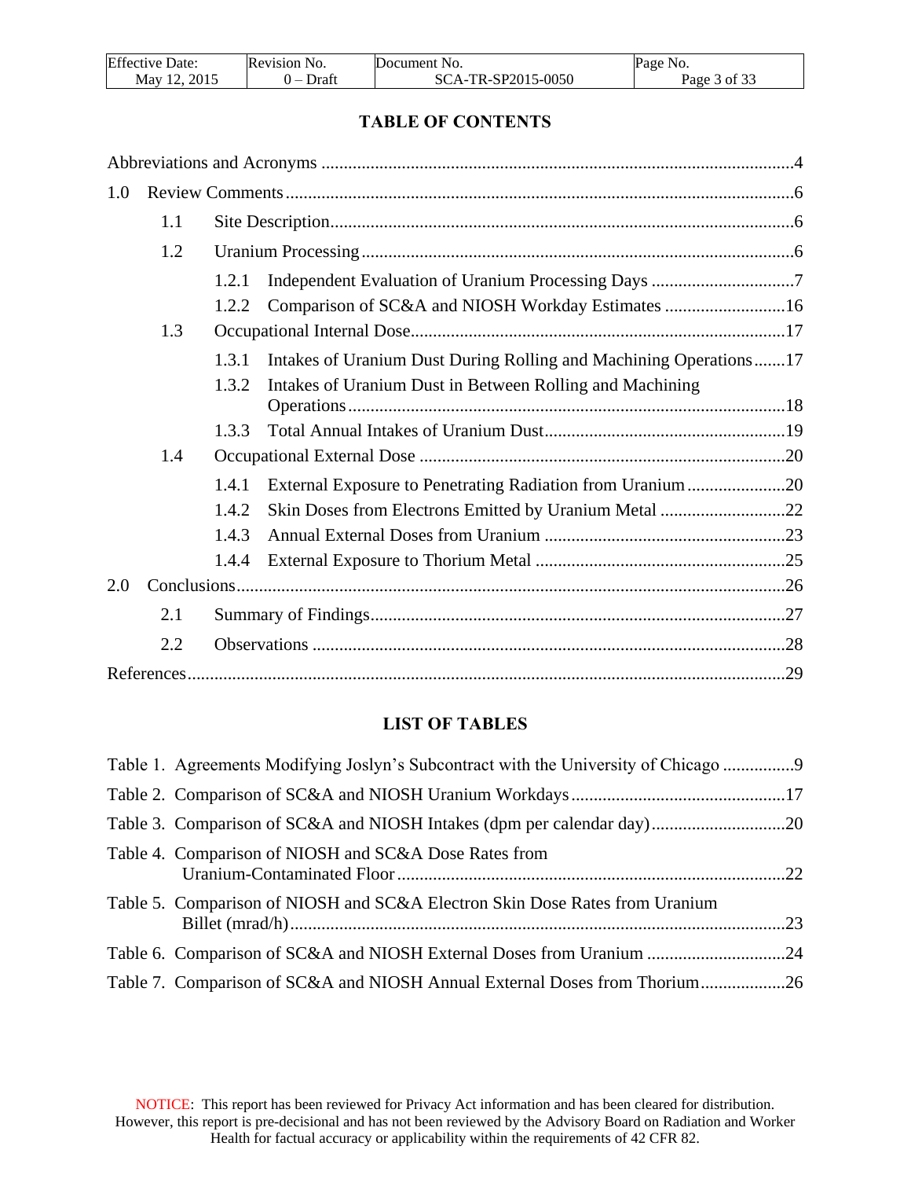## TABLE OF CONTENTS

Abbreviations and Acronyms ....................................................................................................4

1.0 Review Comments ..............................................................................................................6

- 1.1 Site Description......................................................................................................6
- 1.2 Uranium Processing ...............................................................................................6
  - 1.2.1 Independent Evaluation of Uranium Processing Days ...............................7
  - 1.2.2 Comparison of SC&A and NIOSH Workday Estimates ..........................16
- 1.3 Occupational Internal Dose..................................................................................17
  - 1.3.1 Intakes of Uranium Dust During Rolling and Machining Operations.......17
  - 1.3.2 Intakes of Uranium Dust in Between Rolling and Machining Operations ..........................................................................................18
  - 1.3.3 Total Annual Intakes of Uranium Dust.....................................................19
- 1.4 Occupational External Dose ................................................................................20
  - 1.4.1 External Exposure to Penetrating Radiation from Uranium .....................20
  - 1.4.2 Skin Doses from Electrons Emitted by Uranium Metal ...........................22
  - 1.4.3 Annual External Doses from Uranium .....................................................23
  - 1.4.4 External Exposure to Thorium Metal .......................................................25

2.0 Conclusions........................................................................................................................26

- 2.1 Summary of Findings...........................................................................................27
- 2.2 Observations ........................................................................................................28

References..................................................................................................................................29

## LIST OF TABLES

Table 1. Agreements Modifying Joslyn's Subcontract with the University of Chicago ................9

Table 2. Comparison of SC&A and NIOSH Uranium Workdays ...............................................17

Table 3. Comparison of SC&A and NIOSH Intakes (dpm per calendar day) .............................20

Table 4. Comparison of NIOSH and SC&A Dose Rates from Uranium-Contaminated Floor .....................................................................................22

Table 5. Comparison of NIOSH and SC&A Electron Skin Dose Rates from Uranium Billet (mrad/h)..............................................................................................................23

Table 6. Comparison of SC&A and NIOSH External Doses from Uranium ..............................24

Table 7. Comparison of SC&A and NIOSH Annual External Doses from Thorium...................26

NOTICE: This report has been reviewed for Privacy Act information and has been cleared for distribution. However, this report is pre-decisional and has not been reviewed by the Advisory Board on Radiation and Worker Health for factual accuracy or applicability within the requirements of 42 CFR 82.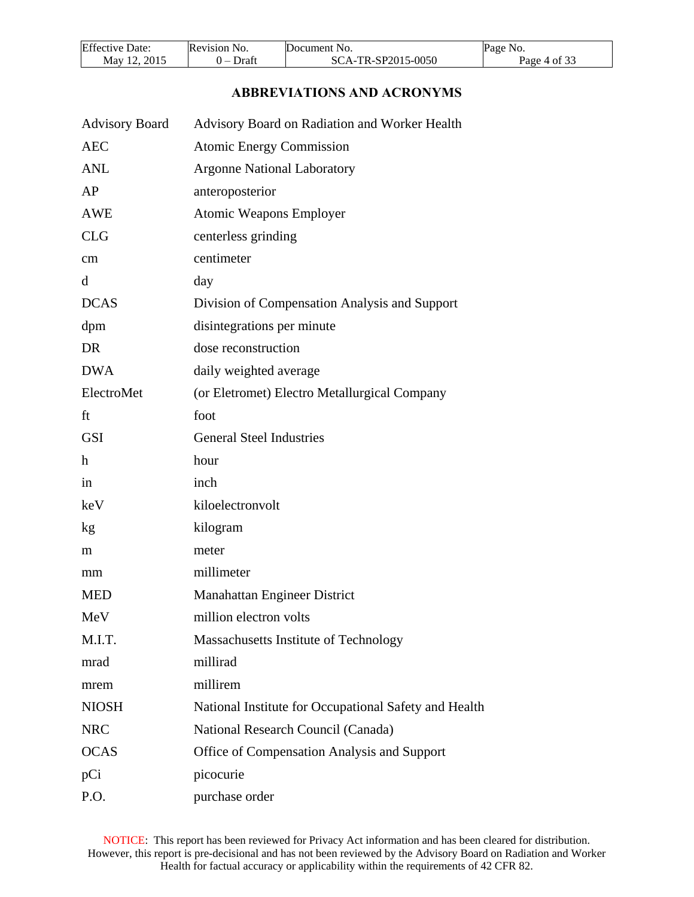# ABBREVIATIONS AND ACRONYMS

| | |
|---|---|
| Advisory Board | Advisory Board on Radiation and Worker Health |
| AEC | Atomic Energy Commission |
| ANL | Argonne National Laboratory |
| AP | anteroposterior |
| AWE | Atomic Weapons Employer |
| CLG | centerless grinding |
| cm | centimeter |
| d | day |
| DCAS | Division of Compensation Analysis and Support |
| dpm | disintegrations per minute |
| DR | dose reconstruction |
| DWA | daily weighted average |
| ElectroMet | (or Eletromet) Electro Metallurgical Company |
| ft | foot |
| GSI | General Steel Industries |
| h | hour |
| in | inch |
| keV | kiloelectronvolt |
| kg | kilogram |
| m | meter |
| mm | millimeter |
| MED | Manahattan Engineer District |
| MeV | million electron volts |
| M.I.T. | Massachusetts Institute of Technology |
| mrad | millirad |
| mrem | millirem |
| NIOSH | National Institute for Occupational Safety and Health |
| NRC | National Research Council (Canada) |
| OCAS | Office of Compensation Analysis and Support |
| pCi | picocurie |
| P.O. | purchase order |

NOTICE: This report has been reviewed for Privacy Act information and has been cleared for distribution. However, this report is pre-decisional and has not been reviewed by the Advisory Board on Radiation and Worker Health for factual accuracy or applicability within the requirements of 42 CFR 82.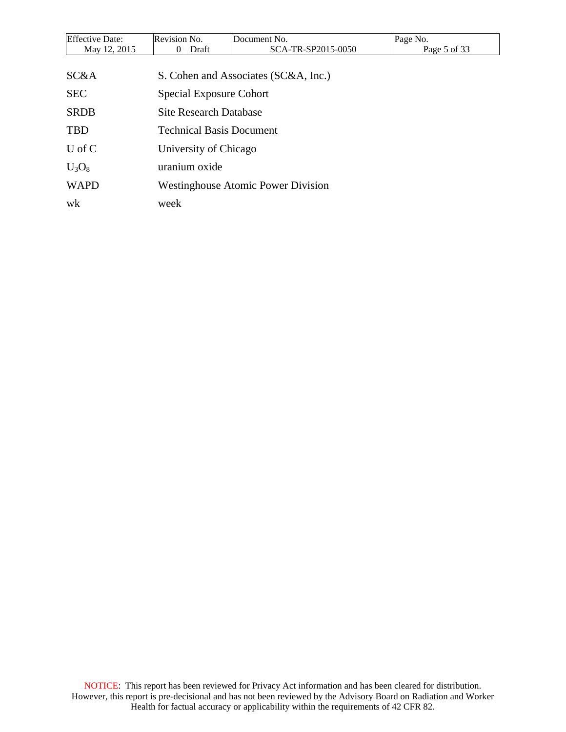| | |
|---|---|
| SC&A | S. Cohen and Associates (SC&A, Inc.) |
| SEC | Special Exposure Cohort |
| SRDB | Site Research Database |
| TBD | Technical Basis Document |
| U of C | University of Chicago |
| $U_3O_8$ | uranium oxide |
| WAPD | Westinghouse Atomic Power Division |
| wk | week |

NOTICE: This report has been reviewed for Privacy Act information and has been cleared for distribution. However, this report is pre-decisional and has not been reviewed by the Advisory Board on Radiation and Worker Health for factual accuracy or applicability within the requirements of 42 CFR 82.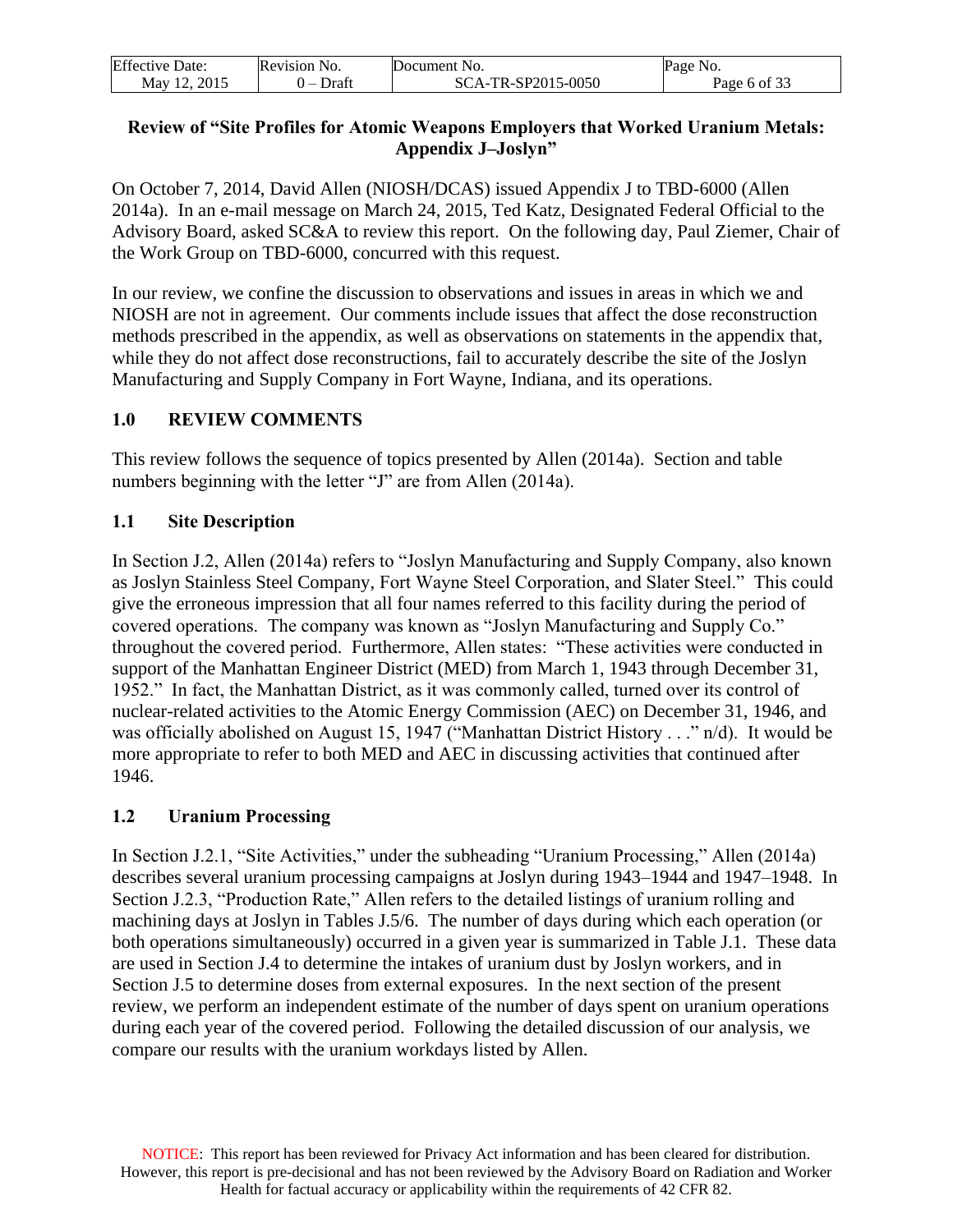**Review of "Site Profiles for Atomic Weapons Employers that Worked Uranium Metals: Appendix J–Joslyn"**

On October 7, 2014, David Allen (NIOSH/DCAS) issued Appendix J to TBD-6000 (Allen 2014a). In an e-mail message on March 24, 2015, Ted Katz, Designated Federal Official to the Advisory Board, asked SC&A to review this report. On the following day, Paul Ziemer, Chair of the Work Group on TBD-6000, concurred with this request.

In our review, we confine the discussion to observations and issues in areas in which we and NIOSH are not in agreement. Our comments include issues that affect the dose reconstruction methods prescribed in the appendix, as well as observations on statements in the appendix that, while they do not affect dose reconstructions, fail to accurately describe the site of the Joslyn Manufacturing and Supply Company in Fort Wayne, Indiana, and its operations.

## 1.0 REVIEW COMMENTS

This review follows the sequence of topics presented by Allen (2014a). Section and table numbers beginning with the letter "J" are from Allen (2014a).

### 1.1 Site Description

In Section J.2, Allen (2014a) refers to "Joslyn Manufacturing and Supply Company, also known as Joslyn Stainless Steel Company, Fort Wayne Steel Corporation, and Slater Steel." This could give the erroneous impression that all four names referred to this facility during the period of covered operations. The company was known as "Joslyn Manufacturing and Supply Co." throughout the covered period. Furthermore, Allen states: "These activities were conducted in support of the Manhattan Engineer District (MED) from March 1, 1943 through December 31, 1952." In fact, the Manhattan District, as it was commonly called, turned over its control of nuclear-related activities to the Atomic Energy Commission (AEC) on December 31, 1946, and was officially abolished on August 15, 1947 ("Manhattan District History . . ." n/d). It would be more appropriate to refer to both MED and AEC in discussing activities that continued after 1946.

### 1.2 Uranium Processing

In Section J.2.1, "Site Activities," under the subheading "Uranium Processing," Allen (2014a) describes several uranium processing campaigns at Joslyn during 1943–1944 and 1947–1948. In Section J.2.3, "Production Rate," Allen refers to the detailed listings of uranium rolling and machining days at Joslyn in Tables J.5/6. The number of days during which each operation (or both operations simultaneously) occurred in a given year is summarized in Table J.1. These data are used in Section J.4 to determine the intakes of uranium dust by Joslyn workers, and in Section J.5 to determine doses from external exposures. In the next section of the present review, we perform an independent estimate of the number of days spent on uranium operations during each year of the covered period. Following the detailed discussion of our analysis, we compare our results with the uranium workdays listed by Allen.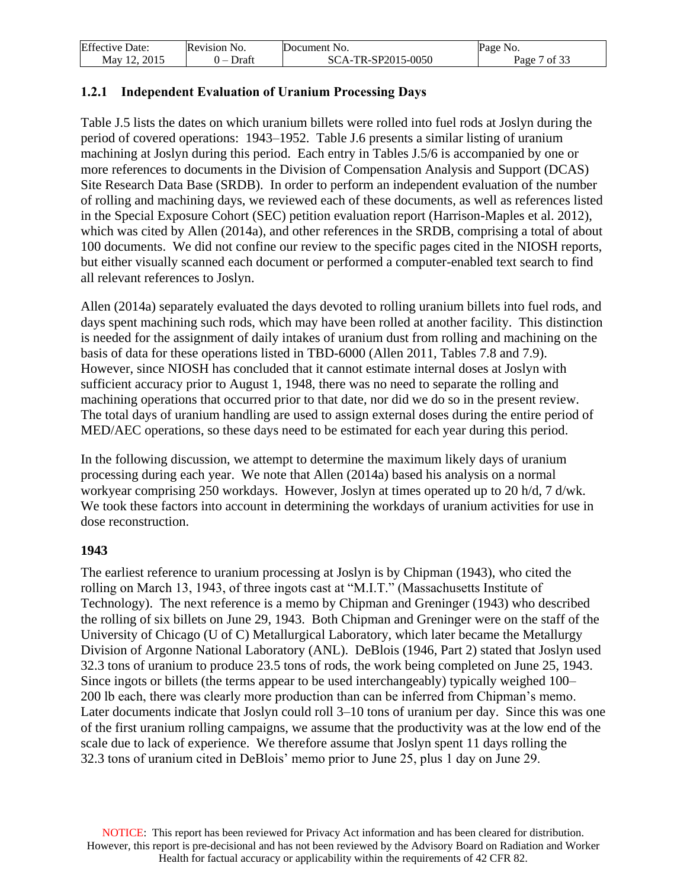### 1.2.1 Independent Evaluation of Uranium Processing Days

Table J.5 lists the dates on which uranium billets were rolled into fuel rods at Joslyn during the period of covered operations: 1943–1952. Table J.6 presents a similar listing of uranium machining at Joslyn during this period. Each entry in Tables J.5/6 is accompanied by one or more references to documents in the Division of Compensation Analysis and Support (DCAS) Site Research Data Base (SRDB). In order to perform an independent evaluation of the number of rolling and machining days, we reviewed each of these documents, as well as references listed in the Special Exposure Cohort (SEC) petition evaluation report (Harrison-Maples et al. 2012), which was cited by Allen (2014a), and other references in the SRDB, comprising a total of about 100 documents. We did not confine our review to the specific pages cited in the NIOSH reports, but either visually scanned each document or performed a computer-enabled text search to find all relevant references to Joslyn.

Allen (2014a) separately evaluated the days devoted to rolling uranium billets into fuel rods, and days spent machining such rods, which may have been rolled at another facility. This distinction is needed for the assignment of daily intakes of uranium dust from rolling and machining on the basis of data for these operations listed in TBD-6000 (Allen 2011, Tables 7.8 and 7.9). However, since NIOSH has concluded that it cannot estimate internal doses at Joslyn with sufficient accuracy prior to August 1, 1948, there was no need to separate the rolling and machining operations that occurred prior to that date, nor did we do so in the present review. The total days of uranium handling are used to assign external doses during the entire period of MED/AEC operations, so these days need to be estimated for each year during this period.

In the following discussion, we attempt to determine the maximum likely days of uranium processing during each year. We note that Allen (2014a) based his analysis on a normal workyear comprising 250 workdays. However, Joslyn at times operated up to 20 h/d, 7 d/wk. We took these factors into account in determining the workdays of uranium activities for use in dose reconstruction.

**1943**

The earliest reference to uranium processing at Joslyn is by Chipman (1943), who cited the rolling on March 13, 1943, of three ingots cast at "M.I.T." (Massachusetts Institute of Technology). The next reference is a memo by Chipman and Greninger (1943) who described the rolling of six billets on June 29, 1943. Both Chipman and Greninger were on the staff of the University of Chicago (U of C) Metallurgical Laboratory, which later became the Metallurgy Division of Argonne National Laboratory (ANL). DeBlois (1946, Part 2) stated that Joslyn used 32.3 tons of uranium to produce 23.5 tons of rods, the work being completed on June 25, 1943. Since ingots or billets (the terms appear to be used interchangeably) typically weighed 100–200 lb each, there was clearly more production than can be inferred from Chipman's memo. Later documents indicate that Joslyn could roll 3–10 tons of uranium per day. Since this was one of the first uranium rolling campaigns, we assume that the productivity was at the low end of the scale due to lack of experience. We therefore assume that Joslyn spent 11 days rolling the 32.3 tons of uranium cited in DeBlois' memo prior to June 25, plus 1 day on June 29.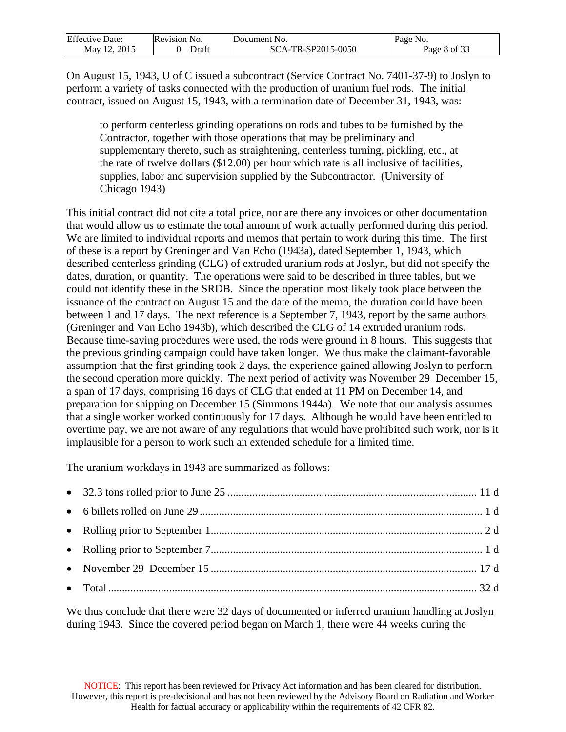On August 15, 1943, U of C issued a subcontract (Service Contract No. 7401-37-9) to Joslyn to perform a variety of tasks connected with the production of uranium fuel rods. The initial contract, issued on August 15, 1943, with a termination date of December 31, 1943, was:

> to perform centerless grinding operations on rods and tubes to be furnished by the Contractor, together with those operations that may be preliminary and supplementary thereto, such as straightening, centerless turning, pickling, etc., at the rate of twelve dollars ($12.00) per hour which rate is all inclusive of facilities, supplies, labor and supervision supplied by the Subcontractor. (University of Chicago 1943)

This initial contract did not cite a total price, nor are there any invoices or other documentation that would allow us to estimate the total amount of work actually performed during this period. We are limited to individual reports and memos that pertain to work during this time. The first of these is a report by Greninger and Van Echo (1943a), dated September 1, 1943, which described centerless grinding (CLG) of extruded uranium rods at Joslyn, but did not specify the dates, duration, or quantity. The operations were said to be described in three tables, but we could not identify these in the SRDB. Since the operation most likely took place between the issuance of the contract on August 15 and the date of the memo, the duration could have been between 1 and 17 days. The next reference is a September 7, 1943, report by the same authors (Greninger and Van Echo 1943b), which described the CLG of 14 extruded uranium rods. Because time-saving procedures were used, the rods were ground in 8 hours. This suggests that the previous grinding campaign could have taken longer. We thus make the claimant-favorable assumption that the first grinding took 2 days, the experience gained allowing Joslyn to perform the second operation more quickly. The next period of activity was November 29–December 15, a span of 17 days, comprising 16 days of CLG that ended at 11 PM on December 14, and preparation for shipping on December 15 (Simmons 1944a). We note that our analysis assumes that a single worker worked continuously for 17 days. Although he would have been entitled to overtime pay, we are not aware of any regulations that would have prohibited such work, nor is it implausible for a person to work such an extended schedule for a limited time.

The uranium workdays in 1943 are summarized as follows:

- 32.3 tons rolled prior to June 25 .......... 11 d
- 6 billets rolled on June 29 .......... 1 d
- Rolling prior to September 1 .......... 2 d
- Rolling prior to September 7 .......... 1 d
- November 29–December 15 .......... 17 d
- Total .......... 32 d

We thus conclude that there were 32 days of documented or inferred uranium handling at Joslyn during 1943. Since the covered period began on March 1, there were 44 weeks during the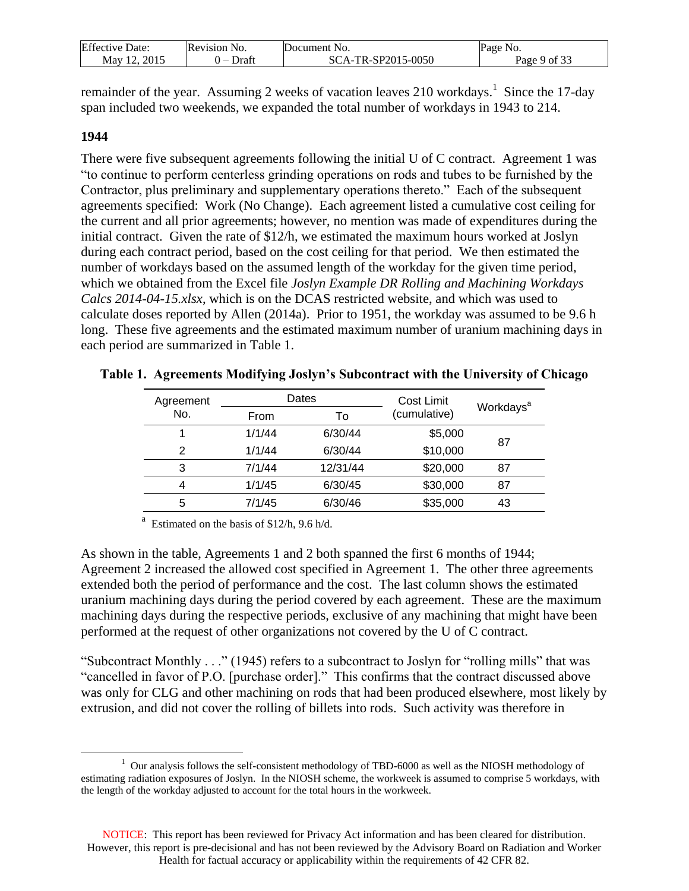remainder of the year. Assuming 2 weeks of vacation leaves 210 workdays.[1] Since the 17-day span included two weekends, we expanded the total number of workdays in 1943 to 214.

**1944**

There were five subsequent agreements following the initial U of C contract. Agreement 1 was "to continue to perform centerless grinding operations on rods and tubes to be furnished by the Contractor, plus preliminary and supplementary operations thereto." Each of the subsequent agreements specified: Work (No Change). Each agreement listed a cumulative cost ceiling for the current and all prior agreements; however, no mention was made of expenditures during the initial contract. Given the rate of $12/h, we estimated the maximum hours worked at Joslyn during each contract period, based on the cost ceiling for that period. We then estimated the number of workdays based on the assumed length of the workday for the given time period, which we obtained from the Excel file *Joslyn Example DR Rolling and Machining Workdays Calcs 2014-04-15.xlsx*, which is on the DCAS restricted website, and which was used to calculate doses reported by Allen (2014a). Prior to 1951, the workday was assumed to be 9.6 h long. These five agreements and the estimated maximum number of uranium machining days in each period are summarized in Table 1.

**Table 1. Agreements Modifying Joslyn's Subcontract with the University of Chicago**

| Agreement No. | Dates | | Cost Limit (cumulative) | Workdays[a] |
|---|---|---|---|---|
| | From | To | | |
| 1 | 1/1/44 | 6/30/44 | $5,000 | 87 |
| 2 | 1/1/44 | 6/30/44 | $10,000 | |
| 3 | 7/1/44 | 12/31/44 | $20,000 | 87 |
| 4 | 1/1/45 | 6/30/45 | $30,000 | 87 |
| 5 | 7/1/45 | 6/30/46 | $35,000 | 43 |

[a] Estimated on the basis of $12/h, 9.6 h/d.

As shown in the table, Agreements 1 and 2 both spanned the first 6 months of 1944; Agreement 2 increased the allowed cost specified in Agreement 1. The other three agreements extended both the period of performance and the cost. The last column shows the estimated uranium machining days during the period covered by each agreement. These are the maximum machining days during the respective periods, exclusive of any machining that might have been performed at the request of other organizations not covered by the U of C contract.

"Subcontract Monthly . . ." (1945) refers to a subcontract to Joslyn for "rolling mills" that was "cancelled in favor of P.O. [purchase order]." This confirms that the contract discussed above was only for CLG and other machining on rods that had been produced elsewhere, most likely by extrusion, and did not cover the rolling of billets into rods. Such activity was therefore in

[1] Our analysis follows the self-consistent methodology of TBD-6000 as well as the NIOSH methodology of estimating radiation exposures of Joslyn. In the NIOSH scheme, the workweek is assumed to comprise 5 workdays, with the length of the workday adjusted to account for the total hours in the workweek.

NOTICE: This report has been reviewed for Privacy Act information and has been cleared for distribution. However, this report is pre-decisional and has not been reviewed by the Advisory Board on Radiation and Worker Health for factual accuracy or applicability within the requirements of 42 CFR 82.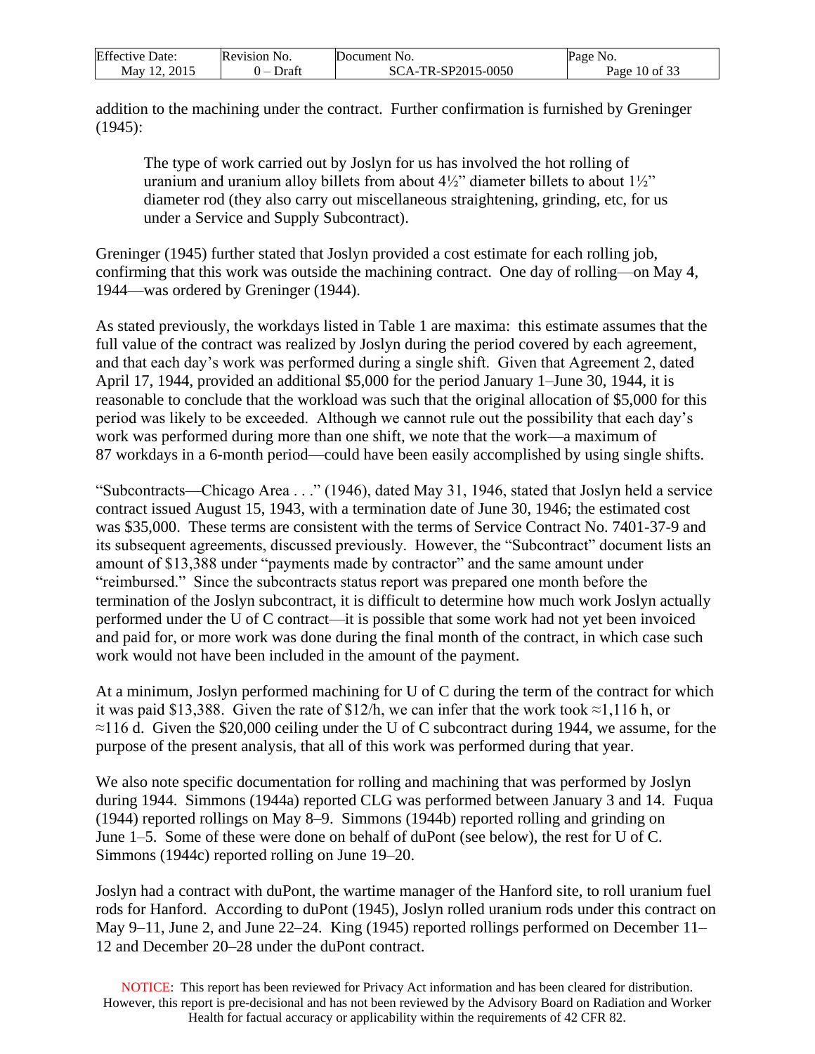addition to the machining under the contract. Further confirmation is furnished by Greninger (1945):

> The type of work carried out by Joslyn for us has involved the hot rolling of uranium and uranium alloy billets from about 4½" diameter billets to about 1½" diameter rod (they also carry out miscellaneous straightening, grinding, etc, for us under a Service and Supply Subcontract).

Greninger (1945) further stated that Joslyn provided a cost estimate for each rolling job, confirming that this work was outside the machining contract. One day of rolling—on May 4, 1944—was ordered by Greninger (1944).

As stated previously, the workdays listed in Table 1 are maxima: this estimate assumes that the full value of the contract was realized by Joslyn during the period covered by each agreement, and that each day's work was performed during a single shift. Given that Agreement 2, dated April 17, 1944, provided an additional $5,000 for the period January 1–June 30, 1944, it is reasonable to conclude that the workload was such that the original allocation of $5,000 for this period was likely to be exceeded. Although we cannot rule out the possibility that each day's work was performed during more than one shift, we note that the work—a maximum of 87 workdays in a 6-month period—could have been easily accomplished by using single shifts.

"Subcontracts—Chicago Area . . ." (1946), dated May 31, 1946, stated that Joslyn held a service contract issued August 15, 1943, with a termination date of June 30, 1946; the estimated cost was $35,000. These terms are consistent with the terms of Service Contract No. 7401-37-9 and its subsequent agreements, discussed previously. However, the "Subcontract" document lists an amount of $13,388 under "payments made by contractor" and the same amount under "reimbursed." Since the subcontracts status report was prepared one month before the termination of the Joslyn subcontract, it is difficult to determine how much work Joslyn actually performed under the U of C contract—it is possible that some work had not yet been invoiced and paid for, or more work was done during the final month of the contract, in which case such work would not have been included in the amount of the payment.

At a minimum, Joslyn performed machining for U of C during the term of the contract for which it was paid $13,388. Given the rate of $12/h, we can infer that the work took ≈1,116 h, or ≈116 d. Given the $20,000 ceiling under the U of C subcontract during 1944, we assume, for the purpose of the present analysis, that all of this work was performed during that year.

We also note specific documentation for rolling and machining that was performed by Joslyn during 1944. Simmons (1944a) reported CLG was performed between January 3 and 14. Fuqua (1944) reported rollings on May 8–9. Simmons (1944b) reported rolling and grinding on June 1–5. Some of these were done on behalf of duPont (see below), the rest for U of C. Simmons (1944c) reported rolling on June 19–20.

Joslyn had a contract with duPont, the wartime manager of the Hanford site, to roll uranium fuel rods for Hanford. According to duPont (1945), Joslyn rolled uranium rods under this contract on May 9–11, June 2, and June 22–24. King (1945) reported rollings performed on December 11–12 and December 20–28 under the duPont contract.

NOTICE: This report has been reviewed for Privacy Act information and has been cleared for distribution. However, this report is pre-decisional and has not been reviewed by the Advisory Board on Radiation and Worker Health for factual accuracy or applicability within the requirements of 42 CFR 82.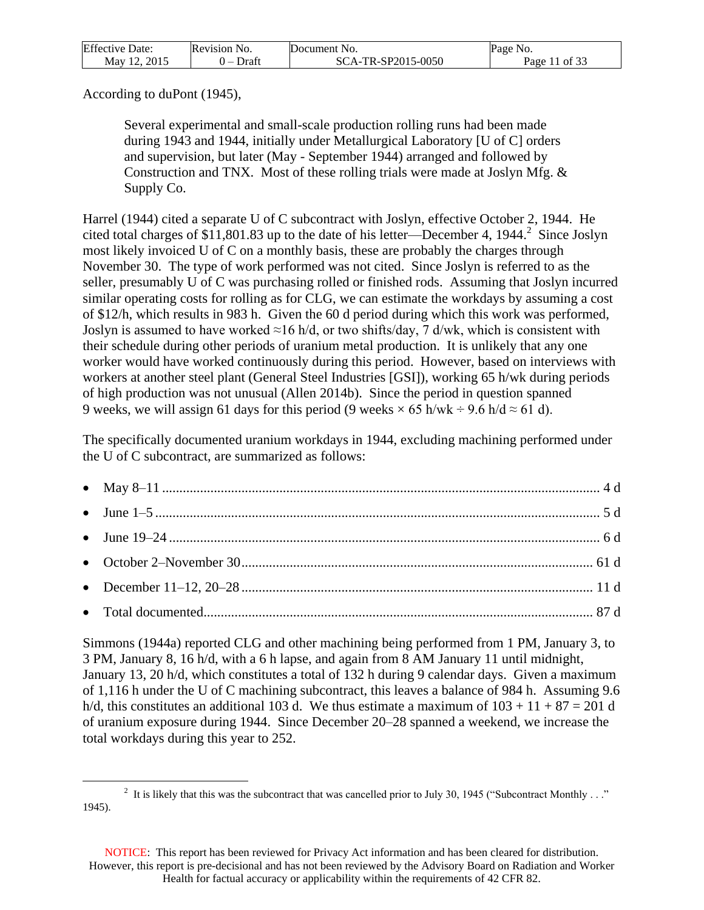According to duPont (1945),

> Several experimental and small-scale production rolling runs had been made during 1943 and 1944, initially under Metallurgical Laboratory [U of C] orders and supervision, but later (May - September 1944) arranged and followed by Construction and TNX. Most of these rolling trials were made at Joslyn Mfg. & Supply Co.

Harrel (1944) cited a separate U of C subcontract with Joslyn, effective October 2, 1944. He cited total charges of $11,801.83 up to the date of his letter—December 4, 1944.[2] Since Joslyn most likely invoiced U of C on a monthly basis, these are probably the charges through November 30. The type of work performed was not cited. Since Joslyn is referred to as the seller, presumably U of C was purchasing rolled or finished rods. Assuming that Joslyn incurred similar operating costs for rolling as for CLG, we can estimate the workdays by assuming a cost of $12/h, which results in 983 h. Given the 60 d period during which this work was performed, Joslyn is assumed to have worked ≈16 h/d, or two shifts/day, 7 d/wk, which is consistent with their schedule during other periods of uranium metal production. It is unlikely that any one worker would have worked continuously during this period. However, based on interviews with workers at another steel plant (General Steel Industries [GSI]), working 65 h/wk during periods of high production was not unusual (Allen 2014b). Since the period in question spanned 9 weeks, we will assign 61 days for this period (9 weeks × 65 h/wk ÷ 9.6 h/d ≈ 61 d).

The specifically documented uranium workdays in 1944, excluding machining performed under the U of C subcontract, are summarized as follows:

- May 8–11 .......... 4 d
- June 1–5 .......... 5 d
- June 19–24 .......... 6 d
- October 2–November 30 .......... 61 d
- December 11–12, 20–28 .......... 11 d
- Total documented .......... 87 d

Simmons (1944a) reported CLG and other machining being performed from 1 PM, January 3, to 3 PM, January 8, 16 h/d, with a 6 h lapse, and again from 8 AM January 11 until midnight, January 13, 20 h/d, which constitutes a total of 132 h during 9 calendar days. Given a maximum of 1,116 h under the U of C machining subcontract, this leaves a balance of 984 h. Assuming 9.6 h/d, this constitutes an additional 103 d. We thus estimate a maximum of 103 + 11 + 87 = 201 d of uranium exposure during 1944. Since December 20–28 spanned a weekend, we increase the total workdays during this year to 252.

---

[2] It is likely that this was the subcontract that was cancelled prior to July 30, 1945 ("Subcontract Monthly . . ." 1945).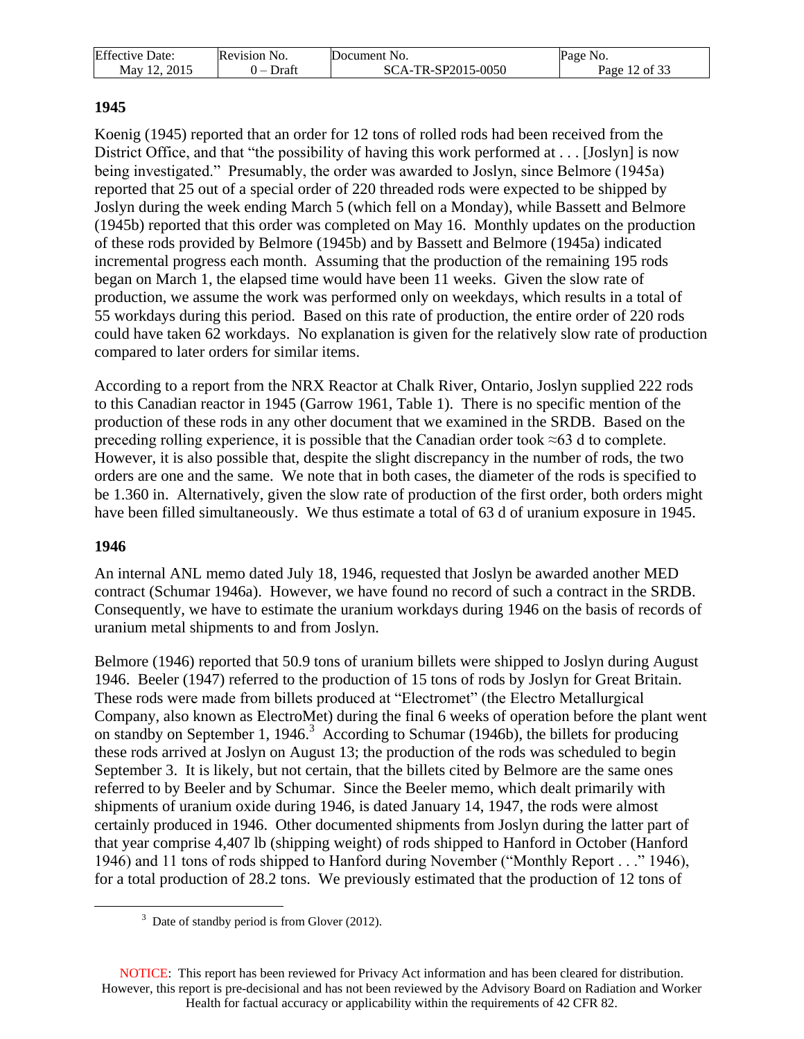## 1945

Koenig (1945) reported that an order for 12 tons of rolled rods had been received from the District Office, and that "the possibility of having this work performed at . . . [Joslyn] is now being investigated." Presumably, the order was awarded to Joslyn, since Belmore (1945a) reported that 25 out of a special order of 220 threaded rods were expected to be shipped by Joslyn during the week ending March 5 (which fell on a Monday), while Bassett and Belmore (1945b) reported that this order was completed on May 16. Monthly updates on the production of these rods provided by Belmore (1945b) and by Bassett and Belmore (1945a) indicated incremental progress each month. Assuming that the production of the remaining 195 rods began on March 1, the elapsed time would have been 11 weeks. Given the slow rate of production, we assume the work was performed only on weekdays, which results in a total of 55 workdays during this period. Based on this rate of production, the entire order of 220 rods could have taken 62 workdays. No explanation is given for the relatively slow rate of production compared to later orders for similar items.

According to a report from the NRX Reactor at Chalk River, Ontario, Joslyn supplied 222 rods to this Canadian reactor in 1945 (Garrow 1961, Table 1). There is no specific mention of the production of these rods in any other document that we examined in the SRDB. Based on the preceding rolling experience, it is possible that the Canadian order took ≈63 d to complete. However, it is also possible that, despite the slight discrepancy in the number of rods, the two orders are one and the same. We note that in both cases, the diameter of the rods is specified to be 1.360 in. Alternatively, given the slow rate of production of the first order, both orders might have been filled simultaneously. We thus estimate a total of 63 d of uranium exposure in 1945.

## 1946

An internal ANL memo dated July 18, 1946, requested that Joslyn be awarded another MED contract (Schumar 1946a). However, we have found no record of such a contract in the SRDB. Consequently, we have to estimate the uranium workdays during 1946 on the basis of records of uranium metal shipments to and from Joslyn.

Belmore (1946) reported that 50.9 tons of uranium billets were shipped to Joslyn during August 1946. Beeler (1947) referred to the production of 15 tons of rods by Joslyn for Great Britain. These rods were made from billets produced at "Electromet" (the Electro Metallurgical Company, also known as ElectroMet) during the final 6 weeks of operation before the plant went on standby on September 1, 1946.[3] According to Schumar (1946b), the billets for producing these rods arrived at Joslyn on August 13; the production of the rods was scheduled to begin September 3. It is likely, but not certain, that the billets cited by Belmore are the same ones referred to by Beeler and by Schumar. Since the Beeler memo, which dealt primarily with shipments of uranium oxide during 1946, is dated January 14, 1947, the rods were almost certainly produced in 1946. Other documented shipments from Joslyn during the latter part of that year comprise 4,407 lb (shipping weight) of rods shipped to Hanford in October (Hanford 1946) and 11 tons of rods shipped to Hanford during November ("Monthly Report . . ." 1946), for a total production of 28.2 tons. We previously estimated that the production of 12 tons of

[3] Date of standby period is from Glover (2012).

NOTICE: This report has been reviewed for Privacy Act information and has been cleared for distribution. However, this report is pre-decisional and has not been reviewed by the Advisory Board on Radiation and Worker Health for factual accuracy or applicability within the requirements of 42 CFR 82.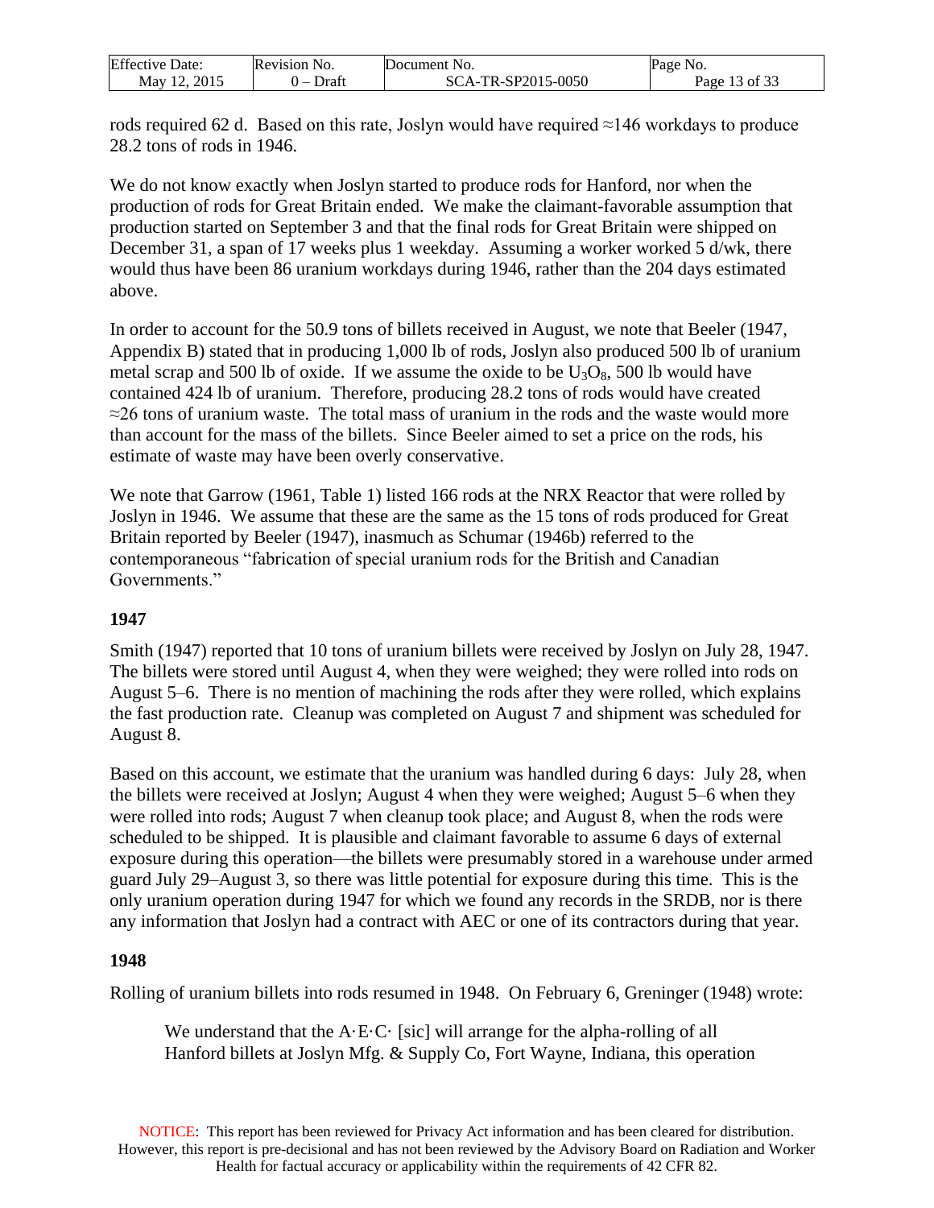rods required 62 d. Based on this rate, Joslyn would have required ≈146 workdays to produce 28.2 tons of rods in 1946.

We do not know exactly when Joslyn started to produce rods for Hanford, nor when the production of rods for Great Britain ended. We make the claimant-favorable assumption that production started on September 3 and that the final rods for Great Britain were shipped on December 31, a span of 17 weeks plus 1 weekday. Assuming a worker worked 5 d/wk, there would thus have been 86 uranium workdays during 1946, rather than the 204 days estimated above.

In order to account for the 50.9 tons of billets received in August, we note that Beeler (1947, Appendix B) stated that in producing 1,000 lb of rods, Joslyn also produced 500 lb of uranium metal scrap and 500 lb of oxide. If we assume the oxide to be $U_3O_8$, 500 lb would have contained 424 lb of uranium. Therefore, producing 28.2 tons of rods would have created ≈26 tons of uranium waste. The total mass of uranium in the rods and the waste would more than account for the mass of the billets. Since Beeler aimed to set a price on the rods, his estimate of waste may have been overly conservative.

We note that Garrow (1961, Table 1) listed 166 rods at the NRX Reactor that were rolled by Joslyn in 1946. We assume that these are the same as the 15 tons of rods produced for Great Britain reported by Beeler (1947), inasmuch as Schumar (1946b) referred to the contemporaneous "fabrication of special uranium rods for the British and Canadian Governments."

**1947**

Smith (1947) reported that 10 tons of uranium billets were received by Joslyn on July 28, 1947. The billets were stored until August 4, when they were weighed; they were rolled into rods on August 5–6. There is no mention of machining the rods after they were rolled, which explains the fast production rate. Cleanup was completed on August 7 and shipment was scheduled for August 8.

Based on this account, we estimate that the uranium was handled during 6 days: July 28, when the billets were received at Joslyn; August 4 when they were weighed; August 5–6 when they were rolled into rods; August 7 when cleanup took place; and August 8, when the rods were scheduled to be shipped. It is plausible and claimant favorable to assume 6 days of external exposure during this operation—the billets were presumably stored in a warehouse under armed guard July 29–August 3, so there was little potential for exposure during this time. This is the only uranium operation during 1947 for which we found any records in the SRDB, nor is there any information that Joslyn had a contract with AEC or one of its contractors during that year.

**1948**

Rolling of uranium billets into rods resumed in 1948. On February 6, Greninger (1948) wrote:

> We understand that the A·E·C· [sic] will arrange for the alpha-rolling of all Hanford billets at Joslyn Mfg. & Supply Co, Fort Wayne, Indiana, this operation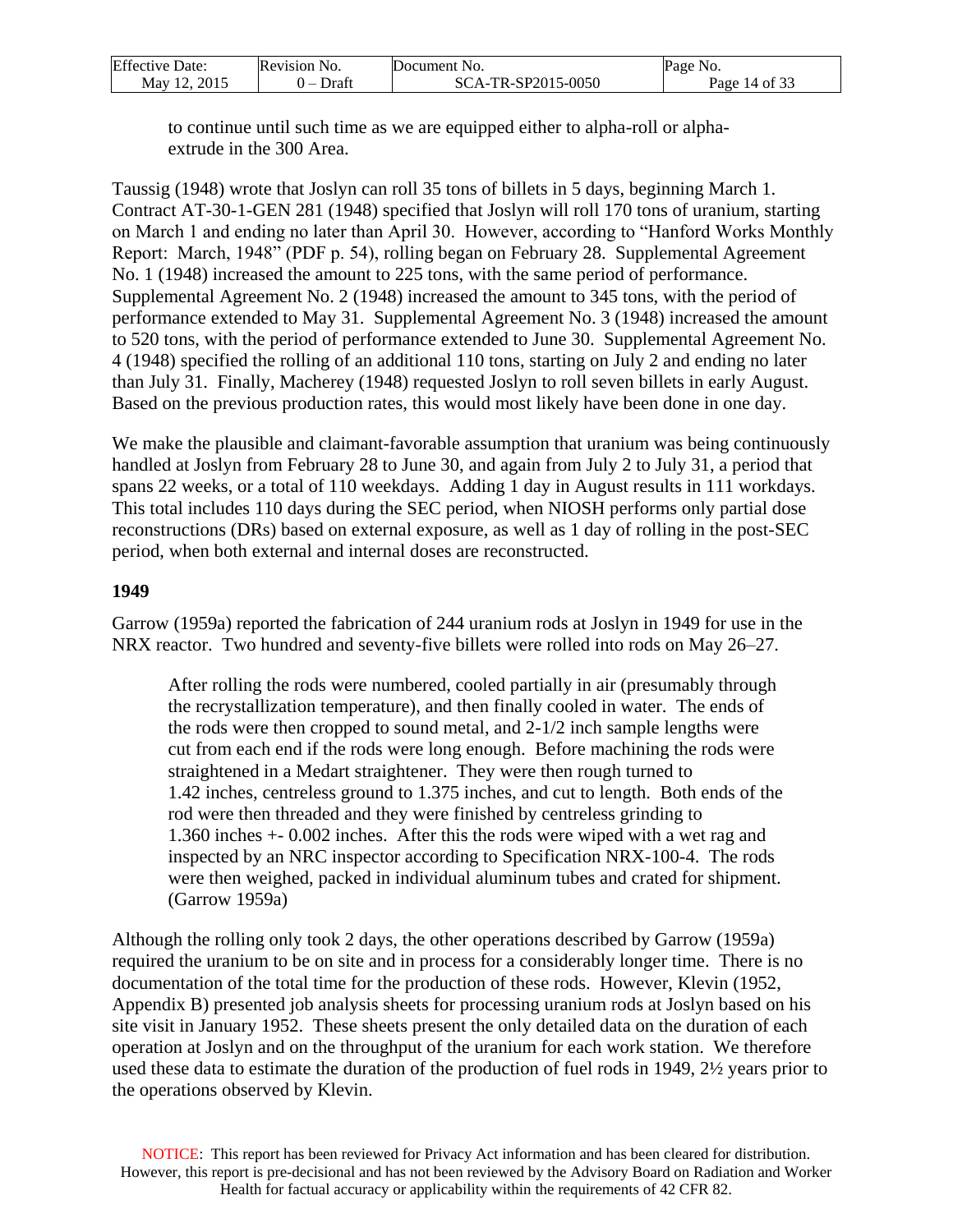> to continue until such time as we are equipped either to alpha-roll or alpha-extrude in the 300 Area.

Taussig (1948) wrote that Joslyn can roll 35 tons of billets in 5 days, beginning March 1. Contract AT-30-1-GEN 281 (1948) specified that Joslyn will roll 170 tons of uranium, starting on March 1 and ending no later than April 30. However, according to "Hanford Works Monthly Report: March, 1948" (PDF p. 54), rolling began on February 28. Supplemental Agreement No. 1 (1948) increased the amount to 225 tons, with the same period of performance. Supplemental Agreement No. 2 (1948) increased the amount to 345 tons, with the period of performance extended to May 31. Supplemental Agreement No. 3 (1948) increased the amount to 520 tons, with the period of performance extended to June 30. Supplemental Agreement No. 4 (1948) specified the rolling of an additional 110 tons, starting on July 2 and ending no later than July 31. Finally, Macherey (1948) requested Joslyn to roll seven billets in early August. Based on the previous production rates, this would most likely have been done in one day.

We make the plausible and claimant-favorable assumption that uranium was being continuously handled at Joslyn from February 28 to June 30, and again from July 2 to July 31, a period that spans 22 weeks, or a total of 110 weekdays. Adding 1 day in August results in 111 workdays. This total includes 110 days during the SEC period, when NIOSH performs only partial dose reconstructions (DRs) based on external exposure, as well as 1 day of rolling in the post-SEC period, when both external and internal doses are reconstructed.

**1949**

Garrow (1959a) reported the fabrication of 244 uranium rods at Joslyn in 1949 for use in the NRX reactor. Two hundred and seventy-five billets were rolled into rods on May 26–27.

> After rolling the rods were numbered, cooled partially in air (presumably through the recrystallization temperature), and then finally cooled in water. The ends of the rods were then cropped to sound metal, and 2-1/2 inch sample lengths were cut from each end if the rods were long enough. Before machining the rods were straightened in a Medart straightener. They were then rough turned to 1.42 inches, centreless ground to 1.375 inches, and cut to length. Both ends of the rod were then threaded and they were finished by centreless grinding to 1.360 inches +- 0.002 inches. After this the rods were wiped with a wet rag and inspected by an NRC inspector according to Specification NRX-100-4. The rods were then weighed, packed in individual aluminum tubes and crated for shipment. (Garrow 1959a)

Although the rolling only took 2 days, the other operations described by Garrow (1959a) required the uranium to be on site and in process for a considerably longer time. There is no documentation of the total time for the production of these rods. However, Klevin (1952, Appendix B) presented job analysis sheets for processing uranium rods at Joslyn based on his site visit in January 1952. These sheets present the only detailed data on the duration of each operation at Joslyn and on the throughput of the uranium for each work station. We therefore used these data to estimate the duration of the production of fuel rods in 1949, 2½ years prior to the operations observed by Klevin.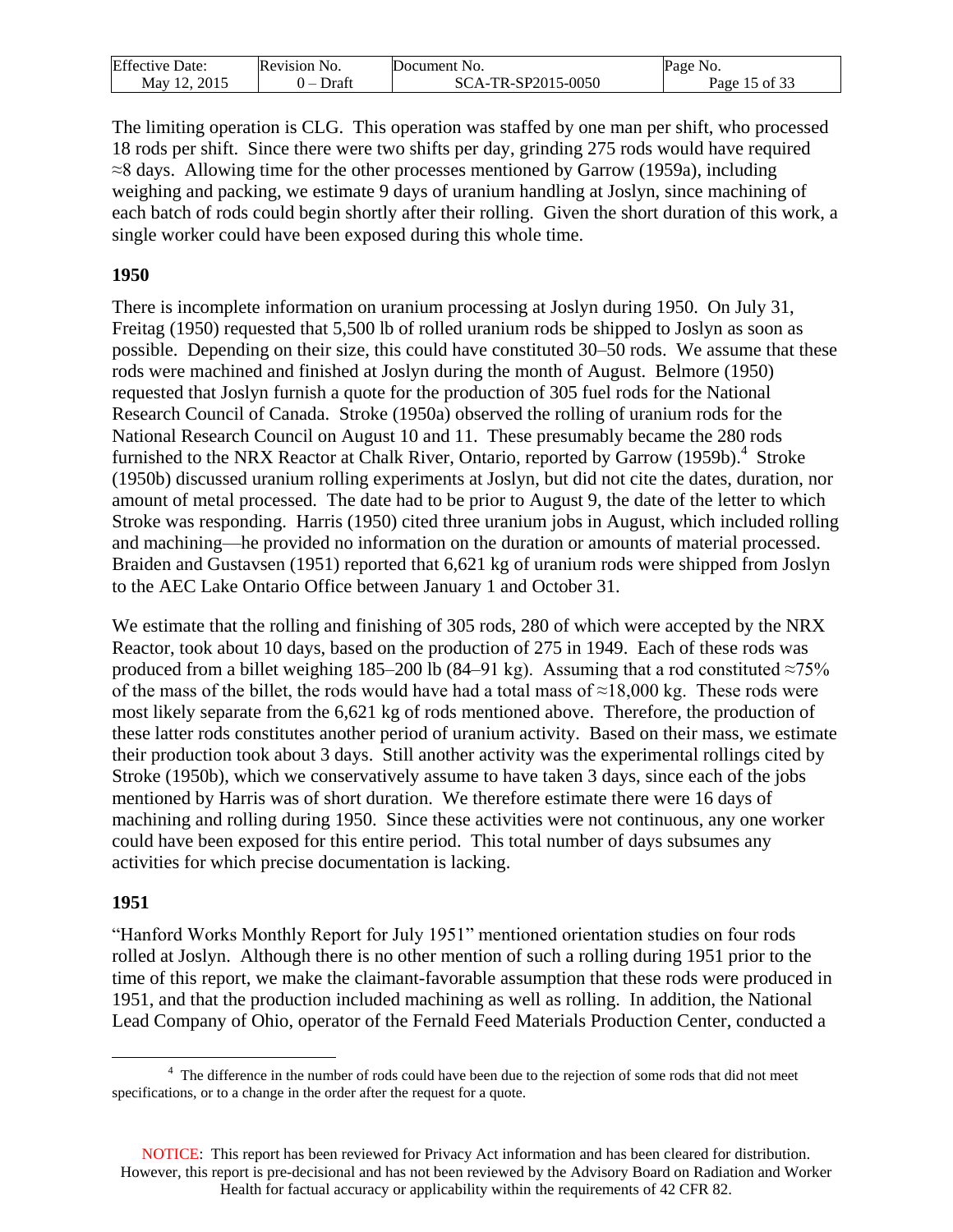The limiting operation is CLG. This operation was staffed by one man per shift, who processed 18 rods per shift. Since there were two shifts per day, grinding 275 rods would have required ≈8 days. Allowing time for the other processes mentioned by Garrow (1959a), including weighing and packing, we estimate 9 days of uranium handling at Joslyn, since machining of each batch of rods could begin shortly after their rolling. Given the short duration of this work, a single worker could have been exposed during this whole time.

**1950**

There is incomplete information on uranium processing at Joslyn during 1950. On July 31, Freitag (1950) requested that 5,500 lb of rolled uranium rods be shipped to Joslyn as soon as possible. Depending on their size, this could have constituted 30–50 rods. We assume that these rods were machined and finished at Joslyn during the month of August. Belmore (1950) requested that Joslyn furnish a quote for the production of 305 fuel rods for the National Research Council of Canada. Stroke (1950a) observed the rolling of uranium rods for the National Research Council on August 10 and 11. These presumably became the 280 rods furnished to the NRX Reactor at Chalk River, Ontario, reported by Garrow (1959b).[4] Stroke (1950b) discussed uranium rolling experiments at Joslyn, but did not cite the dates, duration, nor amount of metal processed. The date had to be prior to August 9, the date of the letter to which Stroke was responding. Harris (1950) cited three uranium jobs in August, which included rolling and machining—he provided no information on the duration or amounts of material processed. Braiden and Gustavsen (1951) reported that 6,621 kg of uranium rods were shipped from Joslyn to the AEC Lake Ontario Office between January 1 and October 31.

We estimate that the rolling and finishing of 305 rods, 280 of which were accepted by the NRX Reactor, took about 10 days, based on the production of 275 in 1949. Each of these rods was produced from a billet weighing 185–200 lb (84–91 kg). Assuming that a rod constituted ≈75% of the mass of the billet, the rods would have had a total mass of ≈18,000 kg. These rods were most likely separate from the 6,621 kg of rods mentioned above. Therefore, the production of these latter rods constitutes another period of uranium activity. Based on their mass, we estimate their production took about 3 days. Still another activity was the experimental rollings cited by Stroke (1950b), which we conservatively assume to have taken 3 days, since each of the jobs mentioned by Harris was of short duration. We therefore estimate there were 16 days of machining and rolling during 1950. Since these activities were not continuous, any one worker could have been exposed for this entire period. This total number of days subsumes any activities for which precise documentation is lacking.

**1951**

"Hanford Works Monthly Report for July 1951" mentioned orientation studies on four rods rolled at Joslyn. Although there is no other mention of such a rolling during 1951 prior to the time of this report, we make the claimant-favorable assumption that these rods were produced in 1951, and that the production included machining as well as rolling. In addition, the National Lead Company of Ohio, operator of the Fernald Feed Materials Production Center, conducted a

---

[4] The difference in the number of rods could have been due to the rejection of some rods that did not meet specifications, or to a change in the order after the request for a quote.

NOTICE: This report has been reviewed for Privacy Act information and has been cleared for distribution. However, this report is pre-decisional and has not been reviewed by the Advisory Board on Radiation and Worker Health for factual accuracy or applicability within the requirements of 42 CFR 82.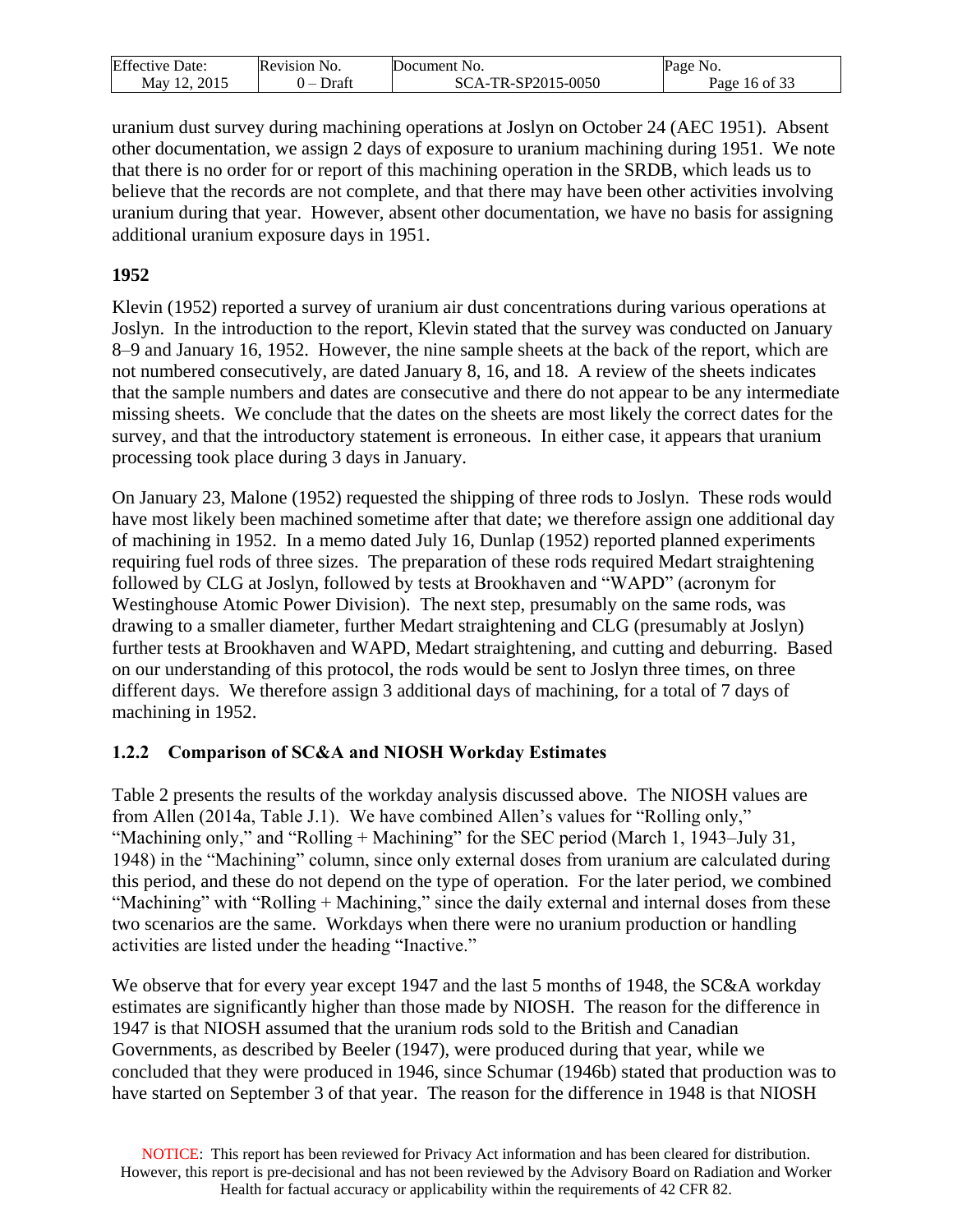uranium dust survey during machining operations at Joslyn on October 24 (AEC 1951). Absent other documentation, we assign 2 days of exposure to uranium machining during 1951. We note that there is no order for or report of this machining operation in the SRDB, which leads us to believe that the records are not complete, and that there may have been other activities involving uranium during that year. However, absent other documentation, we have no basis for assigning additional uranium exposure days in 1951.

**1952**

Klevin (1952) reported a survey of uranium air dust concentrations during various operations at Joslyn. In the introduction to the report, Klevin stated that the survey was conducted on January 8–9 and January 16, 1952. However, the nine sample sheets at the back of the report, which are not numbered consecutively, are dated January 8, 16, and 18. A review of the sheets indicates that the sample numbers and dates are consecutive and there do not appear to be any intermediate missing sheets. We conclude that the dates on the sheets are most likely the correct dates for the survey, and that the introductory statement is erroneous. In either case, it appears that uranium processing took place during 3 days in January.

On January 23, Malone (1952) requested the shipping of three rods to Joslyn. These rods would have most likely been machined sometime after that date; we therefore assign one additional day of machining in 1952. In a memo dated July 16, Dunlap (1952) reported planned experiments requiring fuel rods of three sizes. The preparation of these rods required Medart straightening followed by CLG at Joslyn, followed by tests at Brookhaven and "WAPD" (acronym for Westinghouse Atomic Power Division). The next step, presumably on the same rods, was drawing to a smaller diameter, further Medart straightening and CLG (presumably at Joslyn) further tests at Brookhaven and WAPD, Medart straightening, and cutting and deburring. Based on our understanding of this protocol, the rods would be sent to Joslyn three times, on three different days. We therefore assign 3 additional days of machining, for a total of 7 days of machining in 1952.

### 1.2.2 Comparison of SC&A and NIOSH Workday Estimates

Table 2 presents the results of the workday analysis discussed above. The NIOSH values are from Allen (2014a, Table J.1). We have combined Allen's values for "Rolling only," "Machining only," and "Rolling + Machining" for the SEC period (March 1, 1943–July 31, 1948) in the "Machining" column, since only external doses from uranium are calculated during this period, and these do not depend on the type of operation. For the later period, we combined "Machining" with "Rolling + Machining," since the daily external and internal doses from these two scenarios are the same. Workdays when there were no uranium production or handling activities are listed under the heading "Inactive."

We observe that for every year except 1947 and the last 5 months of 1948, the SC&A workday estimates are significantly higher than those made by NIOSH. The reason for the difference in 1947 is that NIOSH assumed that the uranium rods sold to the British and Canadian Governments, as described by Beeler (1947), were produced during that year, while we concluded that they were produced in 1946, since Schumar (1946b) stated that production was to have started on September 3 of that year. The reason for the difference in 1948 is that NIOSH

NOTICE: This report has been reviewed for Privacy Act information and has been cleared for distribution. However, this report is pre-decisional and has not been reviewed by the Advisory Board on Radiation and Worker Health for factual accuracy or applicability within the requirements of 42 CFR 82.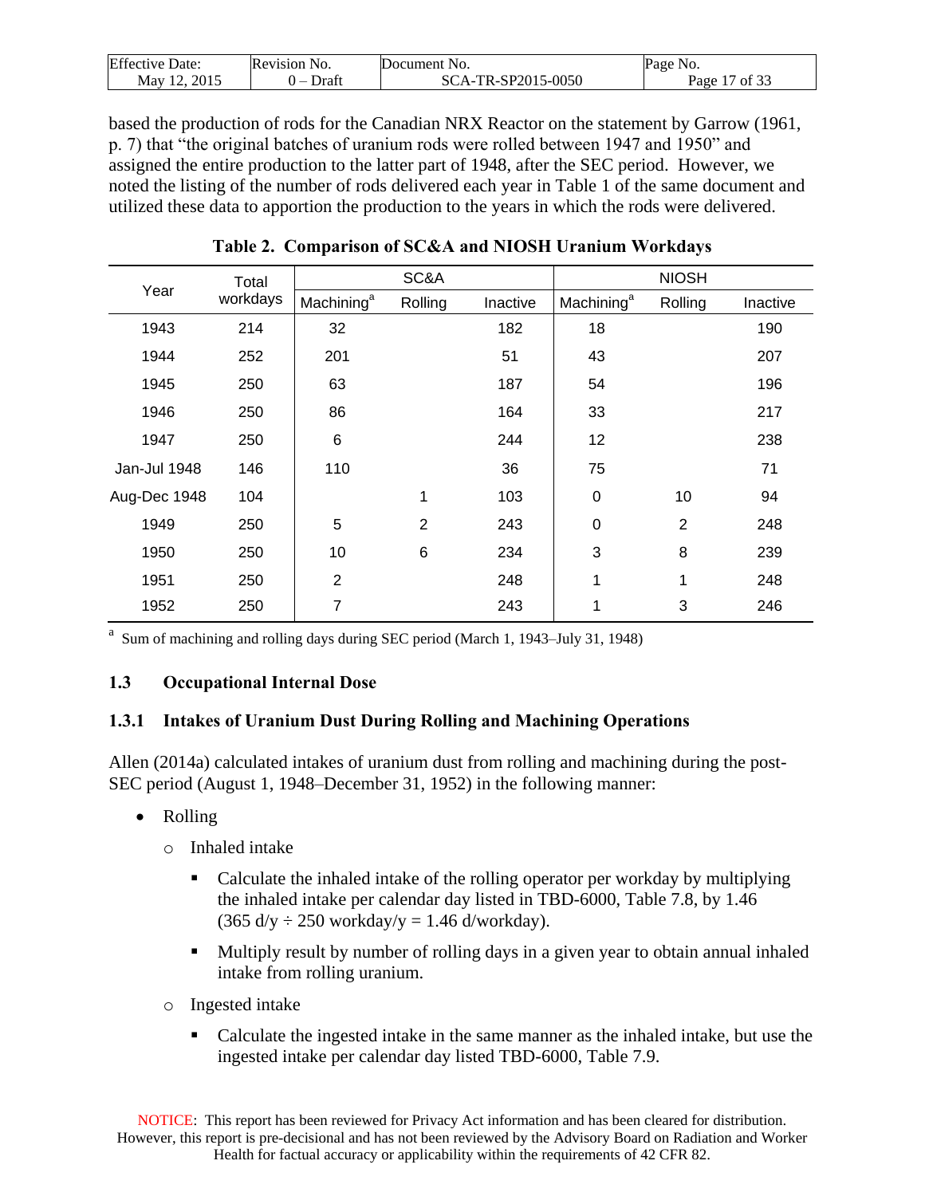based the production of rods for the Canadian NRX Reactor on the statement by Garrow (1961, p. 7) that "the original batches of uranium rods were rolled between 1947 and 1950" and assigned the entire production to the latter part of 1948, after the SEC period. However, we noted the listing of the number of rods delivered each year in Table 1 of the same document and utilized these data to apportion the production to the years in which the rods were delivered.

**Table 2. Comparison of SC&A and NIOSH Uranium Workdays**

| Year | Total workdays | SC&A | | | NIOSH | | |
|---|---|---|---|---|---|---|---|
| | | Machining[a] | Rolling | Inactive | Machining[a] | Rolling | Inactive |
| 1943 | 214 | 32 | | 182 | 18 | | 190 |
| 1944 | 252 | 201 | | 51 | 43 | | 207 |
| 1945 | 250 | 63 | | 187 | 54 | | 196 |
| 1946 | 250 | 86 | | 164 | 33 | | 217 |
| 1947 | 250 | 6 | | 244 | 12 | | 238 |
| Jan-Jul 1948 | 146 | 110 | | 36 | 75 | | 71 |
| Aug-Dec 1948 | 104 | | 1 | 103 | 0 | 10 | 94 |
| 1949 | 250 | 5 | 2 | 243 | 0 | 2 | 248 |
| 1950 | 250 | 10 | 6 | 234 | 3 | 8 | 239 |
| 1951 | 250 | 2 | | 248 | 1 | 1 | 248 |
| 1952 | 250 | 7 | | 243 | 1 | 3 | 246 |

[a] Sum of machining and rolling days during SEC period (March 1, 1943–July 31, 1948)

## 1.3 Occupational Internal Dose

### 1.3.1 Intakes of Uranium Dust During Rolling and Machining Operations

Allen (2014a) calculated intakes of uranium dust from rolling and machining during the post-SEC period (August 1, 1948–December 31, 1952) in the following manner:

- Rolling
  - Inhaled intake
    - Calculate the inhaled intake of the rolling operator per workday by multiplying the inhaled intake per calendar day listed in TBD-6000, Table 7.8, by 1.46 (365 d/y ÷ 250 workday/y = 1.46 d/workday).
    - Multiply result by number of rolling days in a given year to obtain annual inhaled intake from rolling uranium.
  - Ingested intake
    - Calculate the ingested intake in the same manner as the inhaled intake, but use the ingested intake per calendar day listed TBD-6000, Table 7.9.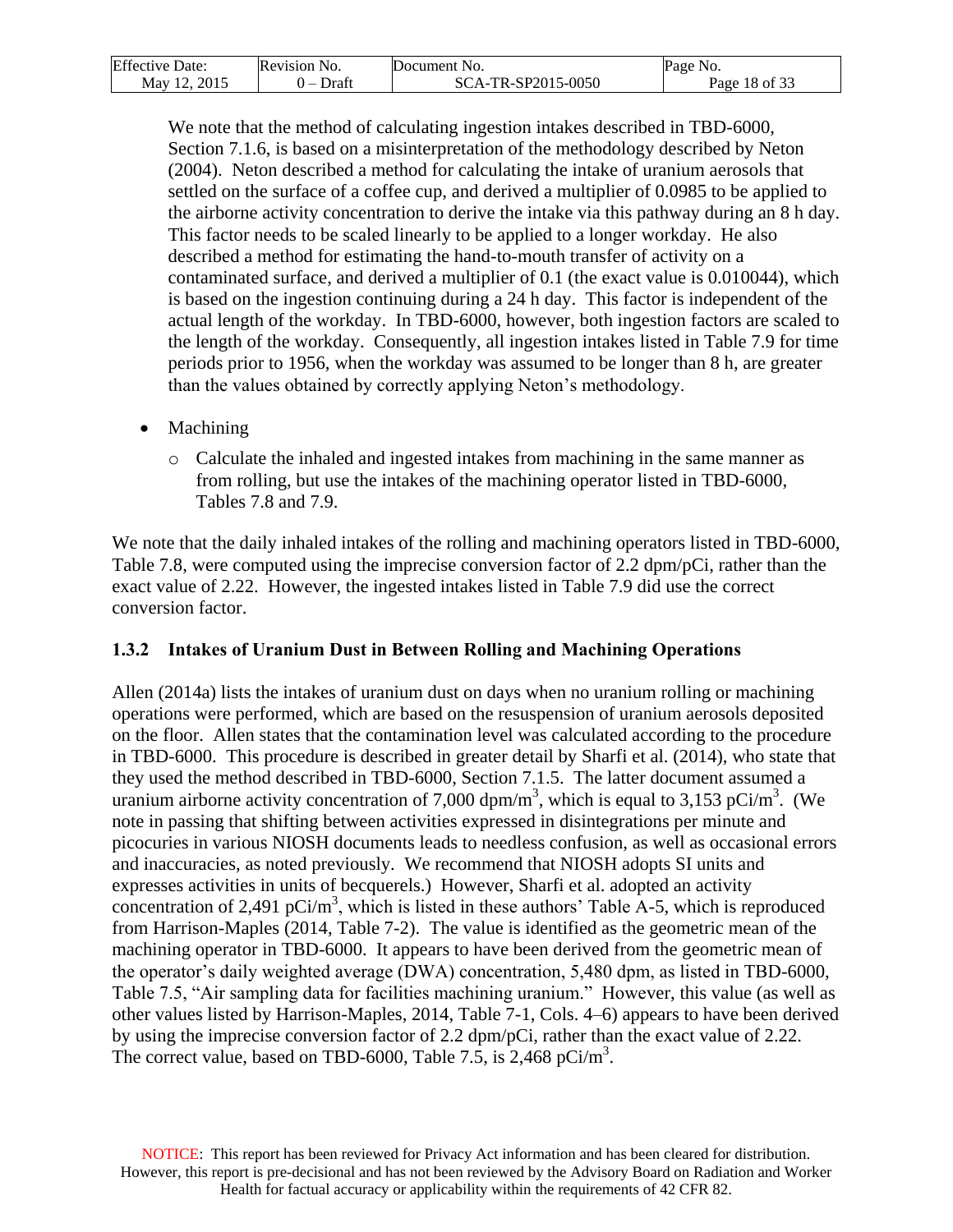We note that the method of calculating ingestion intakes described in TBD-6000, Section 7.1.6, is based on a misinterpretation of the methodology described by Neton (2004). Neton described a method for calculating the intake of uranium aerosols that settled on the surface of a coffee cup, and derived a multiplier of 0.0985 to be applied to the airborne activity concentration to derive the intake via this pathway during an 8 h day. This factor needs to be scaled linearly to be applied to a longer workday. He also described a method for estimating the hand-to-mouth transfer of activity on a contaminated surface, and derived a multiplier of 0.1 (the exact value is 0.010044), which is based on the ingestion continuing during a 24 h day. This factor is independent of the actual length of the workday. In TBD-6000, however, both ingestion factors are scaled to the length of the workday. Consequently, all ingestion intakes listed in Table 7.9 for time periods prior to 1956, when the workday was assumed to be longer than 8 h, are greater than the values obtained by correctly applying Neton's methodology.

- Machining
  - Calculate the inhaled and ingested intakes from machining in the same manner as from rolling, but use the intakes of the machining operator listed in TBD-6000, Tables 7.8 and 7.9.

We note that the daily inhaled intakes of the rolling and machining operators listed in TBD-6000, Table 7.8, were computed using the imprecise conversion factor of 2.2 dpm/pCi, rather than the exact value of 2.22. However, the ingested intakes listed in Table 7.9 did use the correct conversion factor.

### 1.3.2 Intakes of Uranium Dust in Between Rolling and Machining Operations

Allen (2014a) lists the intakes of uranium dust on days when no uranium rolling or machining operations were performed, which are based on the resuspension of uranium aerosols deposited on the floor. Allen states that the contamination level was calculated according to the procedure in TBD-6000. This procedure is described in greater detail by Sharfi et al. (2014), who state that they used the method described in TBD-6000, Section 7.1.5. The latter document assumed a uranium airborne activity concentration of 7,000 dpm/m$^3$, which is equal to 3,153 pCi/m$^3$. (We note in passing that shifting between activities expressed in disintegrations per minute and picocuries in various NIOSH documents leads to needless confusion, as well as occasional errors and inaccuracies, as noted previously. We recommend that NIOSH adopts SI units and expresses activities in units of becquerels.) However, Sharfi et al. adopted an activity concentration of 2,491 pCi/m$^3$, which is listed in these authors' Table A-5, which is reproduced from Harrison-Maples (2014, Table 7-2). The value is identified as the geometric mean of the machining operator in TBD-6000. It appears to have been derived from the geometric mean of the operator's daily weighted average (DWA) concentration, 5,480 dpm, as listed in TBD-6000, Table 7.5, "Air sampling data for facilities machining uranium." However, this value (as well as other values listed by Harrison-Maples, 2014, Table 7-1, Cols. 4–6) appears to have been derived by using the imprecise conversion factor of 2.2 dpm/pCi, rather than the exact value of 2.22. The correct value, based on TBD-6000, Table 7.5, is 2,468 pCi/m$^3$.

NOTICE: This report has been reviewed for Privacy Act information and has been cleared for distribution. However, this report is pre-decisional and has not been reviewed by the Advisory Board on Radiation and Worker Health for factual accuracy or applicability within the requirements of 42 CFR 82.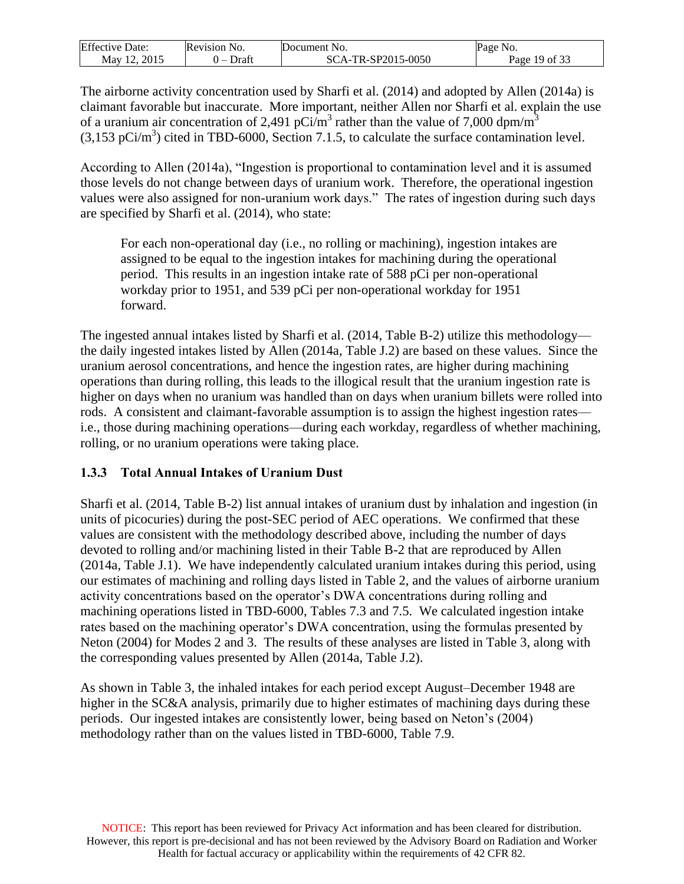The airborne activity concentration used by Sharfi et al. (2014) and adopted by Allen (2014a) is claimant favorable but inaccurate. More important, neither Allen nor Sharfi et al. explain the use of a uranium air concentration of 2,491 pCi/m$^3$ rather than the value of 7,000 dpm/m$^3$ (3,153 pCi/m$^3$) cited in TBD-6000, Section 7.1.5, to calculate the surface contamination level.

According to Allen (2014a), "Ingestion is proportional to contamination level and it is assumed those levels do not change between days of uranium work. Therefore, the operational ingestion values were also assigned for non-uranium work days." The rates of ingestion during such days are specified by Sharfi et al. (2014), who state:

> For each non-operational day (i.e., no rolling or machining), ingestion intakes are assigned to be equal to the ingestion intakes for machining during the operational period. This results in an ingestion intake rate of 588 pCi per non-operational workday prior to 1951, and 539 pCi per non-operational workday for 1951 forward.

The ingested annual intakes listed by Sharfi et al. (2014, Table B-2) utilize this methodology—the daily ingested intakes listed by Allen (2014a, Table J.2) are based on these values. Since the uranium aerosol concentrations, and hence the ingestion rates, are higher during machining operations than during rolling, this leads to the illogical result that the uranium ingestion rate is higher on days when no uranium was handled than on days when uranium billets were rolled into rods. A consistent and claimant-favorable assumption is to assign the highest ingestion rates—i.e., those during machining operations—during each workday, regardless of whether machining, rolling, or no uranium operations were taking place.

### 1.3.3 Total Annual Intakes of Uranium Dust

Sharfi et al. (2014, Table B-2) list annual intakes of uranium dust by inhalation and ingestion (in units of picocuries) during the post-SEC period of AEC operations. We confirmed that these values are consistent with the methodology described above, including the number of days devoted to rolling and/or machining listed in their Table B-2 that are reproduced by Allen (2014a, Table J.1). We have independently calculated uranium intakes during this period, using our estimates of machining and rolling days listed in Table 2, and the values of airborne uranium activity concentrations based on the operator's DWA concentrations during rolling and machining operations listed in TBD-6000, Tables 7.3 and 7.5. We calculated ingestion intake rates based on the machining operator's DWA concentration, using the formulas presented by Neton (2004) for Modes 2 and 3. The results of these analyses are listed in Table 3, along with the corresponding values presented by Allen (2014a, Table J.2).

As shown in Table 3, the inhaled intakes for each period except August–December 1948 are higher in the SC&A analysis, primarily due to higher estimates of machining days during these periods. Our ingested intakes are consistently lower, being based on Neton's (2004) methodology rather than on the values listed in TBD-6000, Table 7.9.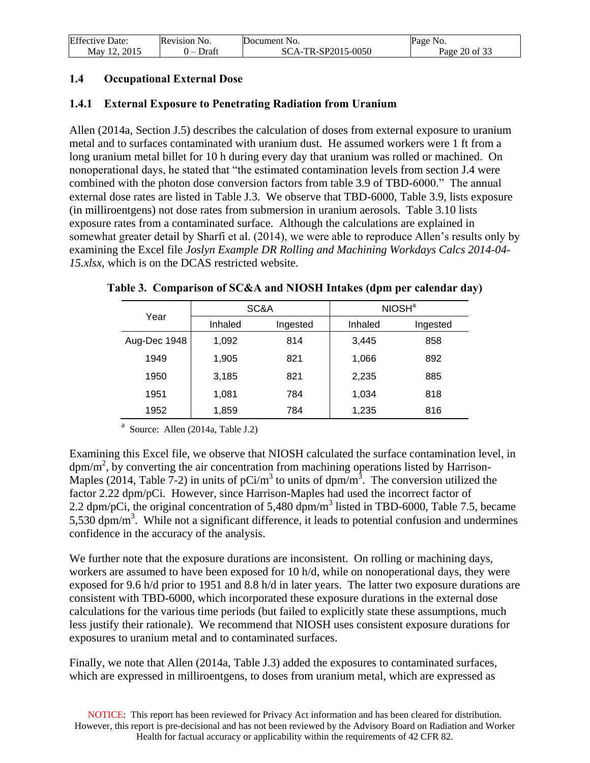## 1.4 Occupational External Dose

### 1.4.1 External Exposure to Penetrating Radiation from Uranium

Allen (2014a, Section J.5) describes the calculation of doses from external exposure to uranium metal and to surfaces contaminated with uranium dust. He assumed workers were 1 ft from a long uranium metal billet for 10 h during every day that uranium was rolled or machined. On nonoperational days, he stated that "the estimated contamination levels from section J.4 were combined with the photon dose conversion factors from table 3.9 of TBD-6000." The annual external dose rates are listed in Table J.3. We observe that TBD-6000, Table 3.9, lists exposure (in milliroentgens) not dose rates from submersion in uranium aerosols. Table 3.10 lists exposure rates from a contaminated surface. Although the calculations are explained in somewhat greater detail by Sharfi et al. (2014), we were able to reproduce Allen's results only by examining the Excel file *Joslyn Example DR Rolling and Machining Workdays Calcs 2014-04-15.xlsx*, which is on the DCAS restricted website.

**Table 3. Comparison of SC&A and NIOSH Intakes (dpm per calendar day)**

| Year | SC&A | | NIOSH[a] | |
|---|---|---|---|---|
| | Inhaled | Ingested | Inhaled | Ingested |
| Aug-Dec 1948 | 1,092 | 814 | 3,445 | 858 |
| 1949 | 1,905 | 821 | 1,066 | 892 |
| 1950 | 3,185 | 821 | 2,235 | 885 |
| 1951 | 1,081 | 784 | 1,034 | 818 |
| 1952 | 1,859 | 784 | 1,235 | 816 |

[a] Source: Allen (2014a, Table J.2)

Examining this Excel file, we observe that NIOSH calculated the surface contamination level, in $dpm/m^2$, by converting the air concentration from machining operations listed by Harrison-Maples (2014, Table 7-2) in units of $pCi/m^3$ to units of $dpm/m^3$. The conversion utilized the factor 2.22 dpm/pCi. However, since Harrison-Maples had used the incorrect factor of 2.2 dpm/pCi, the original concentration of 5,480 $dpm/m^3$ listed in TBD-6000, Table 7.5, became 5,530 $dpm/m^3$. While not a significant difference, it leads to potential confusion and undermines confidence in the accuracy of the analysis.

We further note that the exposure durations are inconsistent. On rolling or machining days, workers are assumed to have been exposed for 10 h/d, while on nonoperational days, they were exposed for 9.6 h/d prior to 1951 and 8.8 h/d in later years. The latter two exposure durations are consistent with TBD-6000, which incorporated these exposure durations in the external dose calculations for the various time periods (but failed to explicitly state these assumptions, much less justify their rationale). We recommend that NIOSH uses consistent exposure durations for exposures to uranium metal and to contaminated surfaces.

Finally, we note that Allen (2014a, Table J.3) added the exposures to contaminated surfaces, which are expressed in milliroentgens, to doses from uranium metal, which are expressed as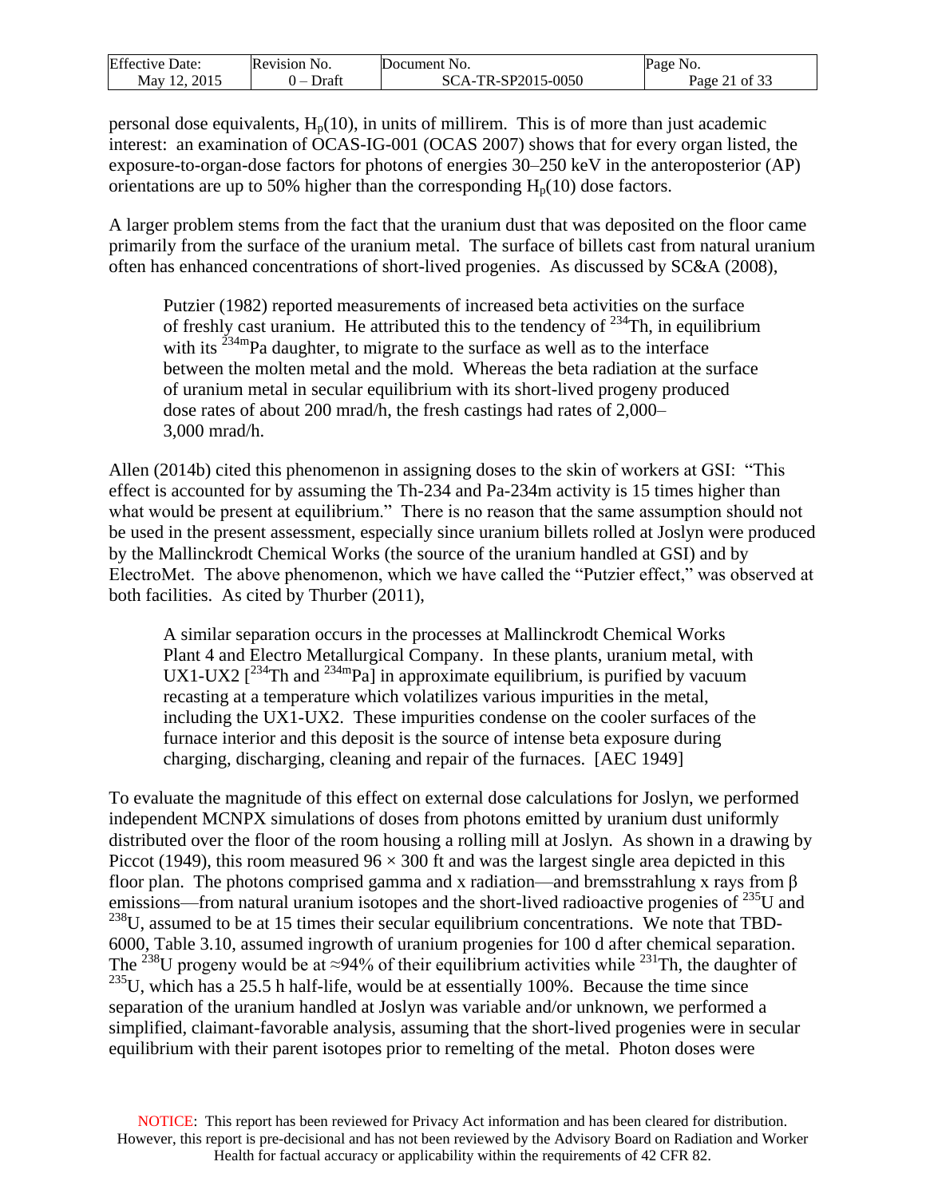personal dose equivalents, $H_p(10)$, in units of millirem. This is of more than just academic interest: an examination of OCAS-IG-001 (OCAS 2007) shows that for every organ listed, the exposure-to-organ-dose factors for photons of energies 30–250 keV in the anteroposterior (AP) orientations are up to 50% higher than the corresponding $H_p(10)$ dose factors.

A larger problem stems from the fact that the uranium dust that was deposited on the floor came primarily from the surface of the uranium metal. The surface of billets cast from natural uranium often has enhanced concentrations of short-lived progenies. As discussed by SC&A (2008),

> Putzier (1982) reported measurements of increased beta activities on the surface of freshly cast uranium. He attributed this to the tendency of $^{234}$Th, in equilibrium with its $^{234m}$Pa daughter, to migrate to the surface as well as to the interface between the molten metal and the mold. Whereas the beta radiation at the surface of uranium metal in secular equilibrium with its short-lived progeny produced dose rates of about 200 mrad/h, the fresh castings had rates of 2,000–3,000 mrad/h.

Allen (2014b) cited this phenomenon in assigning doses to the skin of workers at GSI: "This effect is accounted for by assuming the Th-234 and Pa-234m activity is 15 times higher than what would be present at equilibrium." There is no reason that the same assumption should not be used in the present assessment, especially since uranium billets rolled at Joslyn were produced by the Mallinckrodt Chemical Works (the source of the uranium handled at GSI) and by ElectroMet. The above phenomenon, which we have called the "Putzier effect," was observed at both facilities. As cited by Thurber (2011),

> A similar separation occurs in the processes at Mallinckrodt Chemical Works Plant 4 and Electro Metallurgical Company. In these plants, uranium metal, with UX1-UX2 [$^{234}$Th and $^{234m}$Pa] in approximate equilibrium, is purified by vacuum recasting at a temperature which volatilizes various impurities in the metal, including the UX1-UX2. These impurities condense on the cooler surfaces of the furnace interior and this deposit is the source of intense beta exposure during charging, discharging, cleaning and repair of the furnaces. [AEC 1949]

To evaluate the magnitude of this effect on external dose calculations for Joslyn, we performed independent MCNPX simulations of doses from photons emitted by uranium dust uniformly distributed over the floor of the room housing a rolling mill at Joslyn. As shown in a drawing by Piccot (1949), this room measured 96 × 300 ft and was the largest single area depicted in this floor plan. The photons comprised gamma and x radiation—and bremsstrahlung x rays from β emissions—from natural uranium isotopes and the short-lived radioactive progenies of $^{235}$U and $^{238}$U, assumed to be at 15 times their secular equilibrium concentrations. We note that TBD-6000, Table 3.10, assumed ingrowth of uranium progenies for 100 d after chemical separation. The $^{238}$U progeny would be at ≈94% of their equilibrium activities while $^{231}$Th, the daughter of $^{235}$U, which has a 25.5 h half-life, would be at essentially 100%. Because the time since separation of the uranium handled at Joslyn was variable and/or unknown, we performed a simplified, claimant-favorable analysis, assuming that the short-lived progenies were in secular equilibrium with their parent isotopes prior to remelting of the metal. Photon doses were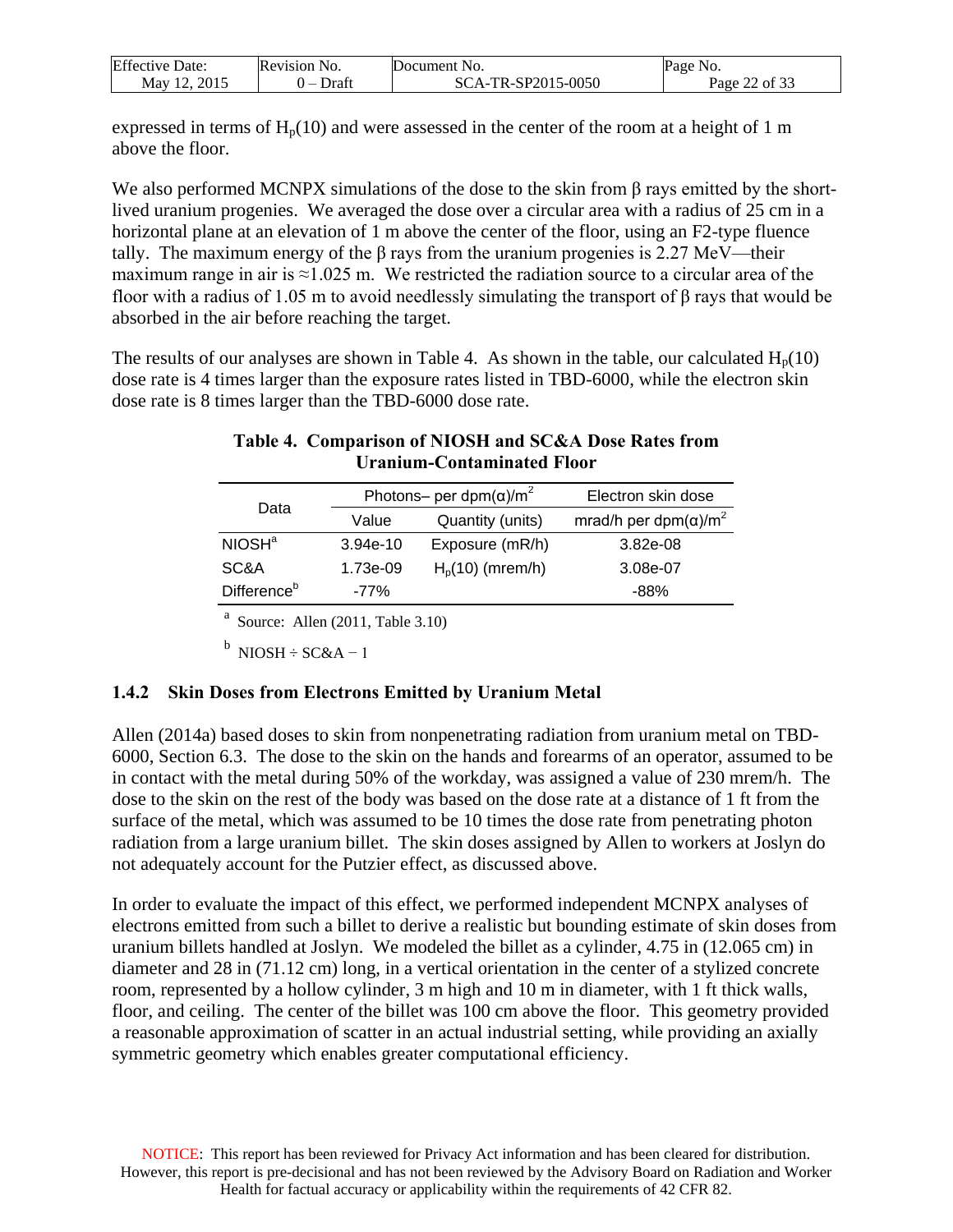expressed in terms of $H_p(10)$ and were assessed in the center of the room at a height of 1 m above the floor.

We also performed MCNPX simulations of the dose to the skin from β rays emitted by the short-lived uranium progenies. We averaged the dose over a circular area with a radius of 25 cm in a horizontal plane at an elevation of 1 m above the center of the floor, using an F2-type fluence tally. The maximum energy of the β rays from the uranium progenies is 2.27 MeV—their maximum range in air is ≈1.025 m. We restricted the radiation source to a circular area of the floor with a radius of 1.05 m to avoid needlessly simulating the transport of β rays that would be absorbed in the air before reaching the target.

The results of our analyses are shown in Table 4. As shown in the table, our calculated $H_p(10)$ dose rate is 4 times larger than the exposure rates listed in TBD-6000, while the electron skin dose rate is 8 times larger than the TBD-6000 dose rate.

**Table 4. Comparison of NIOSH and SC&A Dose Rates from Uranium-Contaminated Floor**

| Data | Photons– per dpm(α)/m² | | Electron skin dose |
|---|---|---|---|
| | Value | Quantity (units) | mrad/h per dpm(α)/m² |
| NIOSH[a] | 3.94e-10 | Exposure (mR/h) | 3.82e-08 |
| SC&A | 1.73e-09 | $H_p(10)$ (mrem/h) | 3.08e-07 |
| Difference[b] | -77% | | -88% |

[a] Source: Allen (2011, Table 3.10)

[b] NIOSH ÷ SC&A − 1

### 1.4.2 Skin Doses from Electrons Emitted by Uranium Metal

Allen (2014a) based doses to skin from nonpenetrating radiation from uranium metal on TBD-6000, Section 6.3. The dose to the skin on the hands and forearms of an operator, assumed to be in contact with the metal during 50% of the workday, was assigned a value of 230 mrem/h. The dose to the skin on the rest of the body was based on the dose rate at a distance of 1 ft from the surface of the metal, which was assumed to be 10 times the dose rate from penetrating photon radiation from a large uranium billet. The skin doses assigned by Allen to workers at Joslyn do not adequately account for the Putzier effect, as discussed above.

In order to evaluate the impact of this effect, we performed independent MCNPX analyses of electrons emitted from such a billet to derive a realistic but bounding estimate of skin doses from uranium billets handled at Joslyn. We modeled the billet as a cylinder, 4.75 in (12.065 cm) in diameter and 28 in (71.12 cm) long, in a vertical orientation in the center of a stylized concrete room, represented by a hollow cylinder, 3 m high and 10 m in diameter, with 1 ft thick walls, floor, and ceiling. The center of the billet was 100 cm above the floor. This geometry provided a reasonable approximation of scatter in an actual industrial setting, while providing an axially symmetric geometry which enables greater computational efficiency.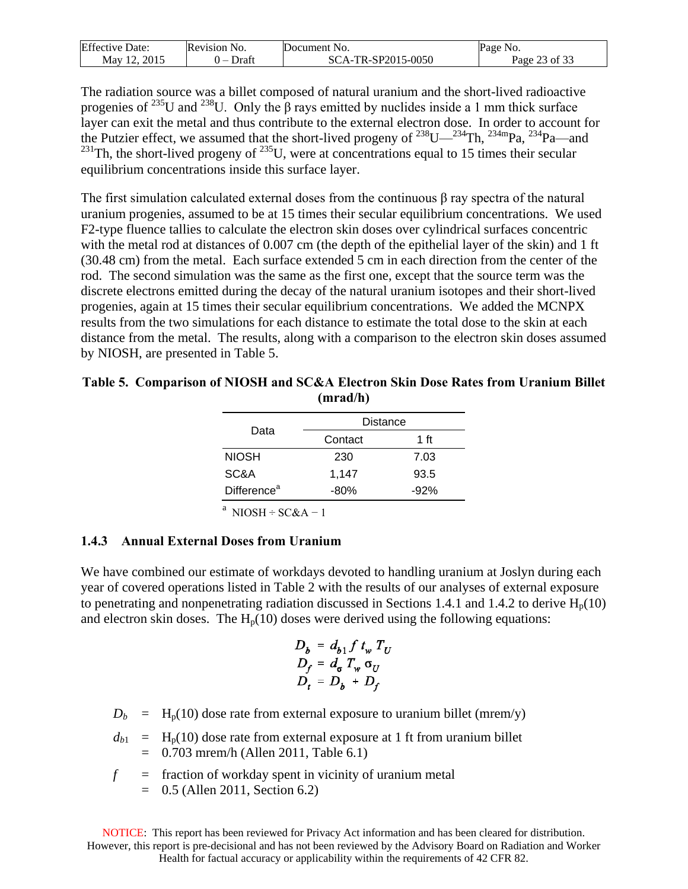The radiation source was a billet composed of natural uranium and the short-lived radioactive progenies of $^{235}U$ and $^{238}U$. Only the β rays emitted by nuclides inside a 1 mm thick surface layer can exit the metal and thus contribute to the external electron dose. In order to account for the Putzier effect, we assumed that the short-lived progeny of $^{238}U$—$^{234}Th$, $^{234m}Pa$, $^{234}Pa$—and $^{231}Th$, the short-lived progeny of $^{235}U$, were at concentrations equal to 15 times their secular equilibrium concentrations inside this surface layer.

The first simulation calculated external doses from the continuous β ray spectra of the natural uranium progenies, assumed to be at 15 times their secular equilibrium concentrations. We used F2-type fluence tallies to calculate the electron skin doses over cylindrical surfaces concentric with the metal rod at distances of 0.007 cm (the depth of the epithelial layer of the skin) and 1 ft (30.48 cm) from the metal. Each surface extended 5 cm in each direction from the center of the rod. The second simulation was the same as the first one, except that the source term was the discrete electrons emitted during the decay of the natural uranium isotopes and their short-lived progenies, again at 15 times their secular equilibrium concentrations. We added the MCNPX results from the two simulations for each distance to estimate the total dose to the skin at each distance from the metal. The results, along with a comparison to the electron skin doses assumed by NIOSH, are presented in Table 5.

**Table 5. Comparison of NIOSH and SC&A Electron Skin Dose Rates from Uranium Billet (mrad/h)**

| Data | Distance | |
|---|---|---|
| | Contact | 1 ft |
| NIOSH | 230 | 7.03 |
| SC&A | 1,147 | 93.5 |
| Difference[a] | -80% | -92% |

[a] NIOSH ÷ SC&A − 1

### 1.4.3 Annual External Doses from Uranium

We have combined our estimate of workdays devoted to handling uranium at Joslyn during each year of covered operations listed in Table 2 with the results of our analyses of external exposure to penetrating and nonpenetrating radiation discussed in Sections 1.4.1 and 1.4.2 to derive $H_p(10)$ and electron skin doses. The $H_p(10)$ doses were derived using the following equations:

$$D_b = d_{b1}\, f\, t_w\, T_U$$
$$D_f = d_\sigma\, T_w\, \sigma_U$$
$$D_t = D_b + D_f$$

$D_b$ = $H_p(10)$ dose rate from external exposure to uranium billet (mrem/y)

$d_{b1}$ = $H_p(10)$ dose rate from external exposure at 1 ft from uranium billet
= 0.703 mrem/h (Allen 2011, Table 6.1)

$f$ = fraction of workday spent in vicinity of uranium metal
= 0.5 (Allen 2011, Section 6.2)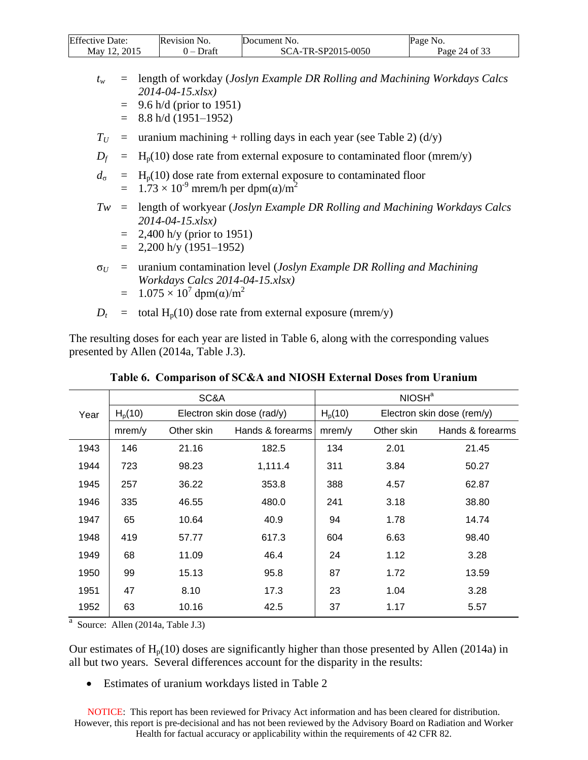$t_w$ = length of workday (*Joslyn Example DR Rolling and Machining Workdays Calcs 2014-04-15.xlsx)*
= 9.6 h/d (prior to 1951)
= 8.8 h/d (1951–1952)

$T_U$ = uranium machining + rolling days in each year (see Table 2) (d/y)

$D_f$ = $H_p(10)$ dose rate from external exposure to contaminated floor (mrem/y)

$d_\sigma$ = $H_p(10)$ dose rate from external exposure to contaminated floor
= $1.73 \times 10^{-9}$ mrem/h per dpm(α)/m$^2$

$Tw$ = length of workyear (*Joslyn Example DR Rolling and Machining Workdays Calcs 2014-04-15.xlsx)*
= 2,400 h/y (prior to 1951)
= 2,200 h/y (1951–1952)

$\sigma_U$ = uranium contamination level (*Joslyn Example DR Rolling and Machining Workdays Calcs 2014-04-15.xlsx)*
= $1.075 \times 10^7$ dpm(α)/m$^2$

$D_t$ = total $H_p(10)$ dose rate from external exposure (mrem/y)

The resulting doses for each year are listed in Table 6, along with the corresponding values presented by Allen (2014a, Table J.3).

**Table 6. Comparison of SC&A and NIOSH External Doses from Uranium**

| Year | SC&A | | | NIOSH[a] | | |
|---|---|---|---|---|---|---|
| | $H_p(10)$ | Electron skin dose (rad/y) | | $H_p(10)$ | Electron skin dose (rem/y) | |
| | mrem/y | Other skin | Hands & forearms | mrem/y | Other skin | Hands & forearms |
| 1943 | 146 | 21.16 | 182.5 | 134 | 2.01 | 21.45 |
| 1944 | 723 | 98.23 | 1,111.4 | 311 | 3.84 | 50.27 |
| 1945 | 257 | 36.22 | 353.8 | 388 | 4.57 | 62.87 |
| 1946 | 335 | 46.55 | 480.0 | 241 | 3.18 | 38.80 |
| 1947 | 65 | 10.64 | 40.9 | 94 | 1.78 | 14.74 |
| 1948 | 419 | 57.77 | 617.3 | 604 | 6.63 | 98.40 |
| 1949 | 68 | 11.09 | 46.4 | 24 | 1.12 | 3.28 |
| 1950 | 99 | 15.13 | 95.8 | 87 | 1.72 | 13.59 |
| 1951 | 47 | 8.10 | 17.3 | 23 | 1.04 | 3.28 |
| 1952 | 63 | 10.16 | 42.5 | 37 | 1.17 | 5.57 |

[a] Source: Allen (2014a, Table J.3)

Our estimates of $H_p(10)$ doses are significantly higher than those presented by Allen (2014a) in all but two years. Several differences account for the disparity in the results:

- Estimates of uranium workdays listed in Table 2

NOTICE: This report has been reviewed for Privacy Act information and has been cleared for distribution. However, this report is pre-decisional and has not been reviewed by the Advisory Board on Radiation and Worker Health for factual accuracy or applicability within the requirements of 42 CFR 82.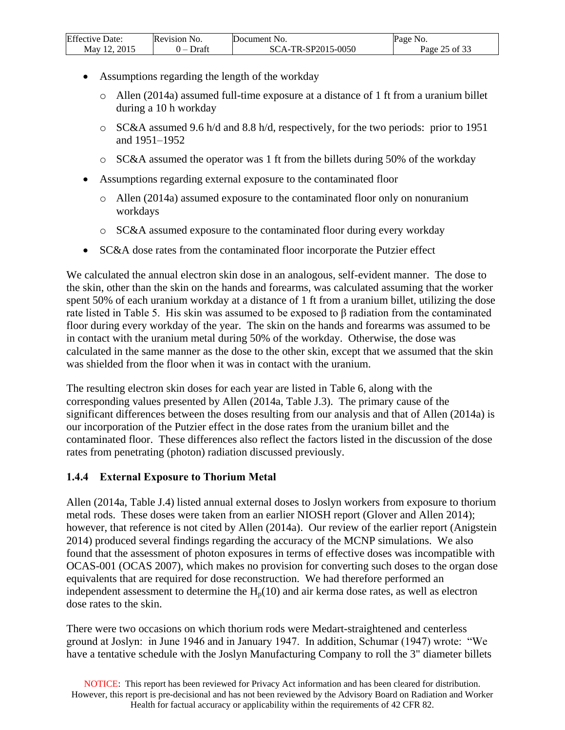- Assumptions regarding the length of the workday
  - Allen (2014a) assumed full-time exposure at a distance of 1 ft from a uranium billet during a 10 h workday
  - SC&A assumed 9.6 h/d and 8.8 h/d, respectively, for the two periods: prior to 1951 and 1951–1952
  - SC&A assumed the operator was 1 ft from the billets during 50% of the workday
- Assumptions regarding external exposure to the contaminated floor
  - Allen (2014a) assumed exposure to the contaminated floor only on nonuranium workdays
  - SC&A assumed exposure to the contaminated floor during every workday
- SC&A dose rates from the contaminated floor incorporate the Putzier effect

We calculated the annual electron skin dose in an analogous, self-evident manner. The dose to the skin, other than the skin on the hands and forearms, was calculated assuming that the worker spent 50% of each uranium workday at a distance of 1 ft from a uranium billet, utilizing the dose rate listed in Table 5. His skin was assumed to be exposed to β radiation from the contaminated floor during every workday of the year. The skin on the hands and forearms was assumed to be in contact with the uranium metal during 50% of the workday. Otherwise, the dose was calculated in the same manner as the dose to the other skin, except that we assumed that the skin was shielded from the floor when it was in contact with the uranium.

The resulting electron skin doses for each year are listed in Table 6, along with the corresponding values presented by Allen (2014a, Table J.3). The primary cause of the significant differences between the doses resulting from our analysis and that of Allen (2014a) is our incorporation of the Putzier effect in the dose rates from the uranium billet and the contaminated floor. These differences also reflect the factors listed in the discussion of the dose rates from penetrating (photon) radiation discussed previously.

### 1.4.4 External Exposure to Thorium Metal

Allen (2014a, Table J.4) listed annual external doses to Joslyn workers from exposure to thorium metal rods. These doses were taken from an earlier NIOSH report (Glover and Allen 2014); however, that reference is not cited by Allen (2014a). Our review of the earlier report (Anigstein 2014) produced several findings regarding the accuracy of the MCNP simulations. We also found that the assessment of photon exposures in terms of effective doses was incompatible with OCAS-001 (OCAS 2007), which makes no provision for converting such doses to the organ dose equivalents that are required for dose reconstruction. We had therefore performed an independent assessment to determine the $H_p(10)$ and air kerma dose rates, as well as electron dose rates to the skin.

There were two occasions on which thorium rods were Medart-straightened and centerless ground at Joslyn: in June 1946 and in January 1947. In addition, Schumar (1947) wrote: "We have a tentative schedule with the Joslyn Manufacturing Company to roll the 3" diameter billets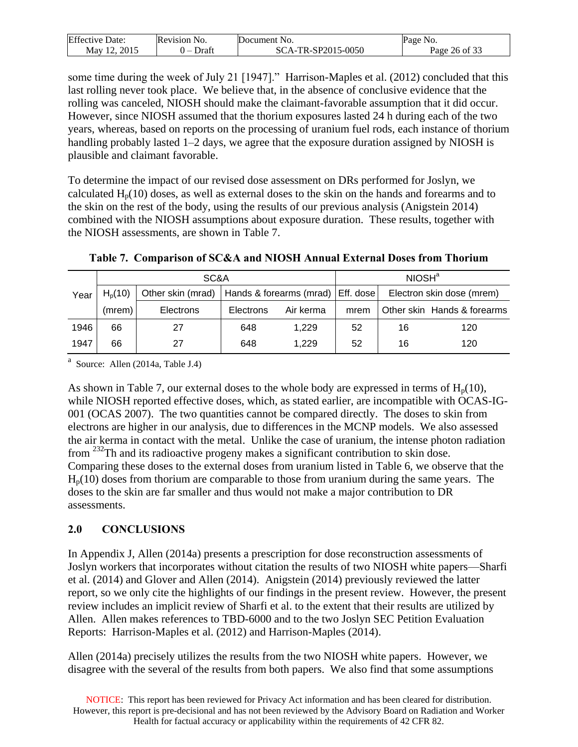some time during the week of July 21 [1947]." Harrison-Maples et al. (2012) concluded that this last rolling never took place. We believe that, in the absence of conclusive evidence that the rolling was canceled, NIOSH should make the claimant-favorable assumption that it did occur. However, since NIOSH assumed that the thorium exposures lasted 24 h during each of the two years, whereas, based on reports on the processing of uranium fuel rods, each instance of thorium handling probably lasted 1–2 days, we agree that the exposure duration assigned by NIOSH is plausible and claimant favorable.

To determine the impact of our revised dose assessment on DRs performed for Joslyn, we calculated $H_p(10)$ doses, as well as external doses to the skin on the hands and forearms and to the skin on the rest of the body, using the results of our previous analysis (Anigstein 2014) combined with the NIOSH assumptions about exposure duration. These results, together with the NIOSH assessments, are shown in Table 7.

**Table 7. Comparison of SC&A and NIOSH Annual External Doses from Thorium**

| Year | SC&A | | | | NIOSH[a] | | |
|---|---|---|---|---|---|---|---|
| | $H_p(10)$ | Other skin (mrad) | Hands & forearms (mrad) | | Eff. dose | Electron skin dose (mrem) | |
| | (mrem) | Electrons | Electrons | Air kerma | mrem | Other skin | Hands & forearms |
| 1946 | 66 | 27 | 648 | 1,229 | 52 | 16 | 120 |
| 1947 | 66 | 27 | 648 | 1,229 | 52 | 16 | 120 |

[a] Source: Allen (2014a, Table J.4)

As shown in Table 7, our external doses to the whole body are expressed in terms of $H_p(10)$, while NIOSH reported effective doses, which, as stated earlier, are incompatible with OCAS-IG-001 (OCAS 2007). The two quantities cannot be compared directly. The doses to skin from electrons are higher in our analysis, due to differences in the MCNP models. We also assessed the air kerma in contact with the metal. Unlike the case of uranium, the intense photon radiation from $^{232}$Th and its radioactive progeny makes a significant contribution to skin dose. Comparing these doses to the external doses from uranium listed in Table 6, we observe that the $H_p(10)$ doses from thorium are comparable to those from uranium during the same years. The doses to the skin are far smaller and thus would not make a major contribution to DR assessments.

## 2.0 CONCLUSIONS

In Appendix J, Allen (2014a) presents a prescription for dose reconstruction assessments of Joslyn workers that incorporates without citation the results of two NIOSH white papers—Sharfi et al. (2014) and Glover and Allen (2014). Anigstein (2014) previously reviewed the latter report, so we only cite the highlights of our findings in the present review. However, the present review includes an implicit review of Sharfi et al. to the extent that their results are utilized by Allen. Allen makes references to TBD-6000 and to the two Joslyn SEC Petition Evaluation Reports: Harrison-Maples et al. (2012) and Harrison-Maples (2014).

Allen (2014a) precisely utilizes the results from the two NIOSH white papers. However, we disagree with the several of the results from both papers. We also find that some assumptions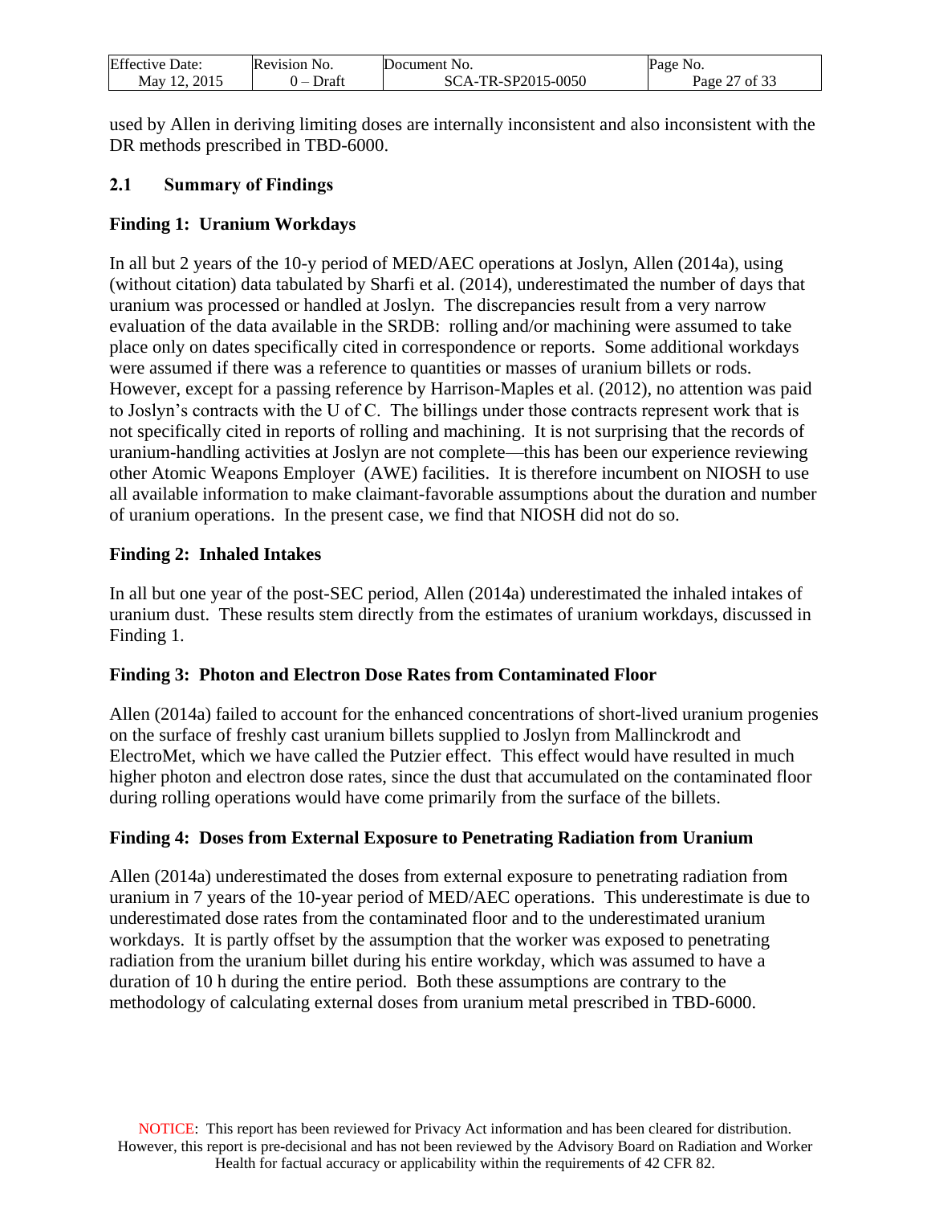used by Allen in deriving limiting doses are internally inconsistent and also inconsistent with the DR methods prescribed in TBD-6000.

## 2.1 Summary of Findings

**Finding 1: Uranium Workdays**

In all but 2 years of the 10-y period of MED/AEC operations at Joslyn, Allen (2014a), using (without citation) data tabulated by Sharfi et al. (2014), underestimated the number of days that uranium was processed or handled at Joslyn. The discrepancies result from a very narrow evaluation of the data available in the SRDB: rolling and/or machining were assumed to take place only on dates specifically cited in correspondence or reports. Some additional workdays were assumed if there was a reference to quantities or masses of uranium billets or rods. However, except for a passing reference by Harrison-Maples et al. (2012), no attention was paid to Joslyn's contracts with the U of C. The billings under those contracts represent work that is not specifically cited in reports of rolling and machining. It is not surprising that the records of uranium-handling activities at Joslyn are not complete—this has been our experience reviewing other Atomic Weapons Employer (AWE) facilities. It is therefore incumbent on NIOSH to use all available information to make claimant-favorable assumptions about the duration and number of uranium operations. In the present case, we find that NIOSH did not do so.

**Finding 2: Inhaled Intakes**

In all but one year of the post-SEC period, Allen (2014a) underestimated the inhaled intakes of uranium dust. These results stem directly from the estimates of uranium workdays, discussed in Finding 1.

**Finding 3: Photon and Electron Dose Rates from Contaminated Floor**

Allen (2014a) failed to account for the enhanced concentrations of short-lived uranium progenies on the surface of freshly cast uranium billets supplied to Joslyn from Mallinckrodt and ElectroMet, which we have called the Putzier effect. This effect would have resulted in much higher photon and electron dose rates, since the dust that accumulated on the contaminated floor during rolling operations would have come primarily from the surface of the billets.

**Finding 4: Doses from External Exposure to Penetrating Radiation from Uranium**

Allen (2014a) underestimated the doses from external exposure to penetrating radiation from uranium in 7 years of the 10-year period of MED/AEC operations. This underestimate is due to underestimated dose rates from the contaminated floor and to the underestimated uranium workdays. It is partly offset by the assumption that the worker was exposed to penetrating radiation from the uranium billet during his entire workday, which was assumed to have a duration of 10 h during the entire period. Both these assumptions are contrary to the methodology of calculating external doses from uranium metal prescribed in TBD-6000.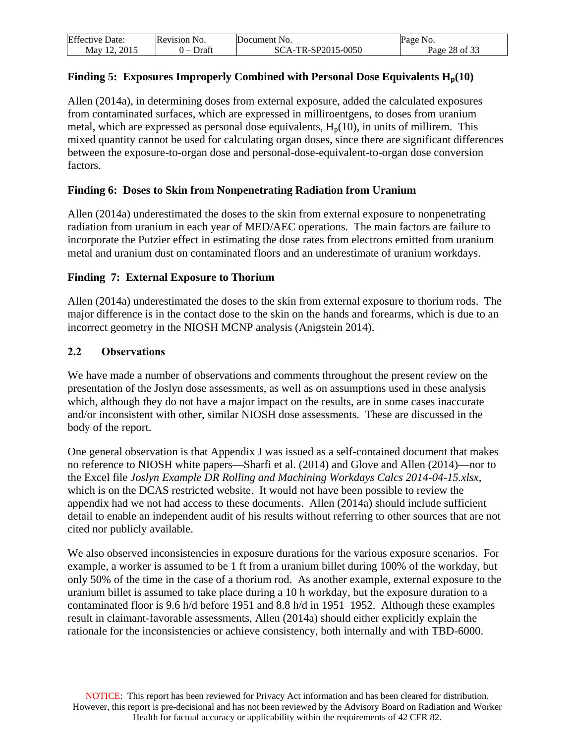### Finding 5: Exposures Improperly Combined with Personal Dose Equivalents $H_p(10)$

Allen (2014a), in determining doses from external exposure, added the calculated exposures from contaminated surfaces, which are expressed in milliroentgens, to doses from uranium metal, which are expressed as personal dose equivalents, $H_p(10)$, in units of millirem. This mixed quantity cannot be used for calculating organ doses, since there are significant differences between the exposure-to-organ dose and personal-dose-equivalent-to-organ dose conversion factors.

### Finding 6: Doses to Skin from Nonpenetrating Radiation from Uranium

Allen (2014a) underestimated the doses to the skin from external exposure to nonpenetrating radiation from uranium in each year of MED/AEC operations. The main factors are failure to incorporate the Putzier effect in estimating the dose rates from electrons emitted from uranium metal and uranium dust on contaminated floors and an underestimate of uranium workdays.

### Finding 7: External Exposure to Thorium

Allen (2014a) underestimated the doses to the skin from external exposure to thorium rods. The major difference is in the contact dose to the skin on the hands and forearms, which is due to an incorrect geometry in the NIOSH MCNP analysis (Anigstein 2014).

## 2.2 Observations

We have made a number of observations and comments throughout the present review on the presentation of the Joslyn dose assessments, as well as on assumptions used in these analysis which, although they do not have a major impact on the results, are in some cases inaccurate and/or inconsistent with other, similar NIOSH dose assessments. These are discussed in the body of the report.

One general observation is that Appendix J was issued as a self-contained document that makes no reference to NIOSH white papers—Sharfi et al. (2014) and Glove and Allen (2014)—nor to the Excel file *Joslyn Example DR Rolling and Machining Workdays Calcs 2014-04-15.xlsx*, which is on the DCAS restricted website. It would not have been possible to review the appendix had we not had access to these documents. Allen (2014a) should include sufficient detail to enable an independent audit of his results without referring to other sources that are not cited nor publicly available.

We also observed inconsistencies in exposure durations for the various exposure scenarios. For example, a worker is assumed to be 1 ft from a uranium billet during 100% of the workday, but only 50% of the time in the case of a thorium rod. As another example, external exposure to the uranium billet is assumed to take place during a 10 h workday, but the exposure duration to a contaminated floor is 9.6 h/d before 1951 and 8.8 h/d in 1951–1952. Although these examples result in claimant-favorable assessments, Allen (2014a) should either explicitly explain the rationale for the inconsistencies or achieve consistency, both internally and with TBD-6000.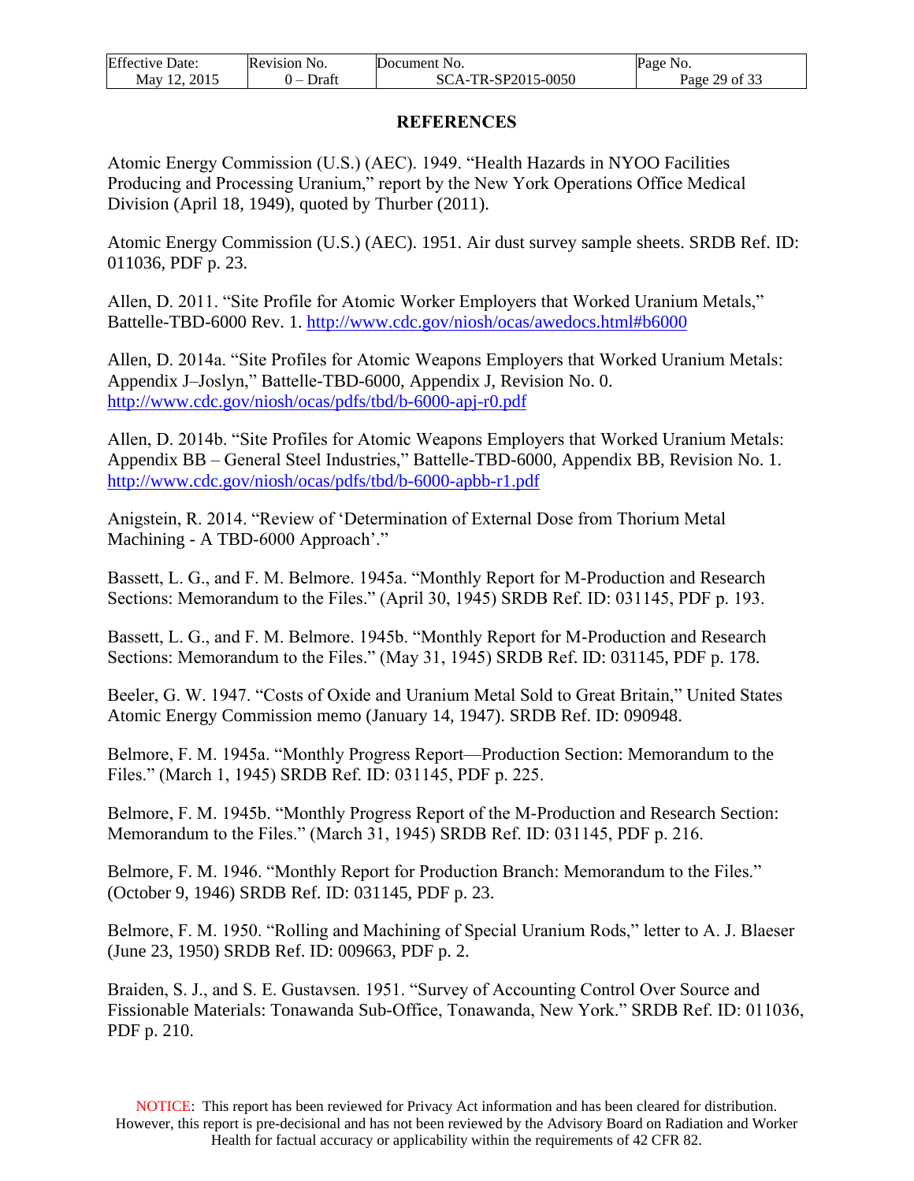## REFERENCES

Atomic Energy Commission (U.S.) (AEC). 1949. "Health Hazards in NYOO Facilities Producing and Processing Uranium," report by the New York Operations Office Medical Division (April 18, 1949), quoted by Thurber (2011).

Atomic Energy Commission (U.S.) (AEC). 1951. Air dust survey sample sheets. SRDB Ref. ID: 011036, PDF p. 23.

Allen, D. 2011. "Site Profile for Atomic Worker Employers that Worked Uranium Metals," Battelle-TBD-6000 Rev. 1. http://www.cdc.gov/niosh/ocas/awedocs.html#b6000

Allen, D. 2014a. "Site Profiles for Atomic Weapons Employers that Worked Uranium Metals: Appendix J–Joslyn," Battelle-TBD-6000, Appendix J, Revision No. 0. http://www.cdc.gov/niosh/ocas/pdfs/tbd/b-6000-apj-r0.pdf

Allen, D. 2014b. "Site Profiles for Atomic Weapons Employers that Worked Uranium Metals: Appendix BB – General Steel Industries," Battelle-TBD-6000, Appendix BB, Revision No. 1. http://www.cdc.gov/niosh/ocas/pdfs/tbd/b-6000-apbb-r1.pdf

Anigstein, R. 2014. "Review of 'Determination of External Dose from Thorium Metal Machining - A TBD-6000 Approach'."

Bassett, L. G., and F. M. Belmore. 1945a. "Monthly Report for M-Production and Research Sections: Memorandum to the Files." (April 30, 1945) SRDB Ref. ID: 031145, PDF p. 193.

Bassett, L. G., and F. M. Belmore. 1945b. "Monthly Report for M-Production and Research Sections: Memorandum to the Files." (May 31, 1945) SRDB Ref. ID: 031145, PDF p. 178.

Beeler, G. W. 1947. "Costs of Oxide and Uranium Metal Sold to Great Britain," United States Atomic Energy Commission memo (January 14, 1947). SRDB Ref. ID: 090948.

Belmore, F. M. 1945a. "Monthly Progress Report—Production Section: Memorandum to the Files." (March 1, 1945) SRDB Ref. ID: 031145, PDF p. 225.

Belmore, F. M. 1945b. "Monthly Progress Report of the M-Production and Research Section: Memorandum to the Files." (March 31, 1945) SRDB Ref. ID: 031145, PDF p. 216.

Belmore, F. M. 1946. "Monthly Report for Production Branch: Memorandum to the Files." (October 9, 1946) SRDB Ref. ID: 031145, PDF p. 23.

Belmore, F. M. 1950. "Rolling and Machining of Special Uranium Rods," letter to A. J. Blaeser (June 23, 1950) SRDB Ref. ID: 009663, PDF p. 2.

Braiden, S. J., and S. E. Gustavsen. 1951. "Survey of Accounting Control Over Source and Fissionable Materials: Tonawanda Sub-Office, Tonawanda, New York." SRDB Ref. ID: 011036, PDF p. 210.

NOTICE: This report has been reviewed for Privacy Act information and has been cleared for distribution. However, this report is pre-decisional and has not been reviewed by the Advisory Board on Radiation and Worker Health for factual accuracy or applicability within the requirements of 42 CFR 82.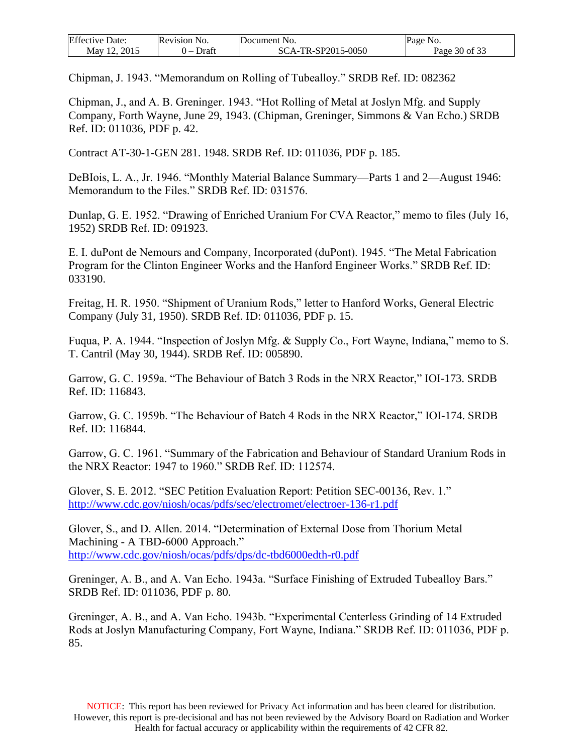Chipman, J. 1943. “Memorandum on Rolling of Tubealloy.” SRDB Ref. ID: 082362

Chipman, J., and A. B. Greninger. 1943. “Hot Rolling of Metal at Joslyn Mfg. and Supply Company, Forth Wayne, June 29, 1943. (Chipman, Greninger, Simmons & Van Echo.) SRDB Ref. ID: 011036, PDF p. 42.

Contract AT-30-1-GEN 281. 1948. SRDB Ref. ID: 011036, PDF p. 185.

DeBIois, L. A., Jr. 1946. “Monthly Material Balance Summary—Parts 1 and 2—August 1946: Memorandum to the Files.” SRDB Ref. ID: 031576.

Dunlap, G. E. 1952. “Drawing of Enriched Uranium For CVA Reactor,” memo to files (July 16, 1952) SRDB Ref. ID: 091923.

E. I. duPont de Nemours and Company, Incorporated (duPont). 1945. “The Metal Fabrication Program for the Clinton Engineer Works and the Hanford Engineer Works.” SRDB Ref. ID: 033190.

Freitag, H. R. 1950. “Shipment of Uranium Rods,” letter to Hanford Works, General Electric Company (July 31, 1950). SRDB Ref. ID: 011036, PDF p. 15.

Fuqua, P. A. 1944. “Inspection of Joslyn Mfg. & Supply Co., Fort Wayne, Indiana,” memo to S. T. Cantril (May 30, 1944). SRDB Ref. ID: 005890.

Garrow, G. C. 1959a. “The Behaviour of Batch 3 Rods in the NRX Reactor,” IOI-173. SRDB Ref. ID: 116843.

Garrow, G. C. 1959b. “The Behaviour of Batch 4 Rods in the NRX Reactor,” IOI-174. SRDB Ref. ID: 116844.

Garrow, G. C. 1961. “Summary of the Fabrication and Behaviour of Standard Uranium Rods in the NRX Reactor: 1947 to 1960.” SRDB Ref. ID: 112574.

Glover, S. E. 2012. “SEC Petition Evaluation Report: Petition SEC-00136, Rev. 1.” http://www.cdc.gov/niosh/ocas/pdfs/sec/electromet/electroer-136-r1.pdf

Glover, S., and D. Allen. 2014. “Determination of External Dose from Thorium Metal Machining - A TBD-6000 Approach.” http://www.cdc.gov/niosh/ocas/pdfs/dps/dc-tbd6000edth-r0.pdf

Greninger, A. B., and A. Van Echo. 1943a. “Surface Finishing of Extruded Tubealloy Bars.” SRDB Ref. ID: 011036, PDF p. 80.

Greninger, A. B., and A. Van Echo. 1943b. “Experimental Centerless Grinding of 14 Extruded Rods at Joslyn Manufacturing Company, Fort Wayne, Indiana.” SRDB Ref. ID: 011036, PDF p. 85.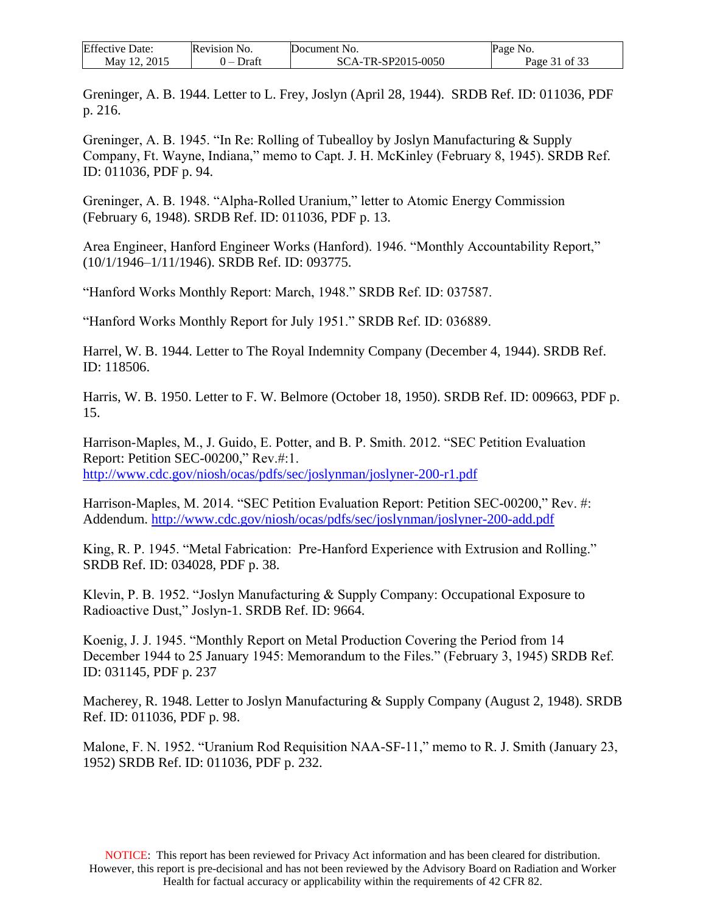Greninger, A. B. 1944. Letter to L. Frey, Joslyn (April 28, 1944). SRDB Ref. ID: 011036, PDF p. 216.

Greninger, A. B. 1945. "In Re: Rolling of Tubealloy by Joslyn Manufacturing & Supply Company, Ft. Wayne, Indiana," memo to Capt. J. H. McKinley (February 8, 1945). SRDB Ref. ID: 011036, PDF p. 94.

Greninger, A. B. 1948. "Alpha-Rolled Uranium," letter to Atomic Energy Commission (February 6, 1948). SRDB Ref. ID: 011036, PDF p. 13.

Area Engineer, Hanford Engineer Works (Hanford). 1946. "Monthly Accountability Report," (10/1/1946–1/11/1946). SRDB Ref. ID: 093775.

"Hanford Works Monthly Report: March, 1948." SRDB Ref. ID: 037587.

"Hanford Works Monthly Report for July 1951." SRDB Ref. ID: 036889.

Harrel, W. B. 1944. Letter to The Royal Indemnity Company (December 4, 1944). SRDB Ref. ID: 118506.

Harris, W. B. 1950. Letter to F. W. Belmore (October 18, 1950). SRDB Ref. ID: 009663, PDF p. 15.

Harrison-Maples, M., J. Guido, E. Potter, and B. P. Smith. 2012. "SEC Petition Evaluation Report: Petition SEC-00200," Rev.#:1. http://www.cdc.gov/niosh/ocas/pdfs/sec/joslynman/joslyner-200-r1.pdf

Harrison-Maples, M. 2014. "SEC Petition Evaluation Report: Petition SEC-00200," Rev. #: Addendum. http://www.cdc.gov/niosh/ocas/pdfs/sec/joslynman/joslyner-200-add.pdf

King, R. P. 1945. "Metal Fabrication: Pre-Hanford Experience with Extrusion and Rolling." SRDB Ref. ID: 034028, PDF p. 38.

Klevin, P. B. 1952. "Joslyn Manufacturing & Supply Company: Occupational Exposure to Radioactive Dust," Joslyn-1. SRDB Ref. ID: 9664.

Koenig, J. J. 1945. "Monthly Report on Metal Production Covering the Period from 14 December 1944 to 25 January 1945: Memorandum to the Files." (February 3, 1945) SRDB Ref. ID: 031145, PDF p. 237

Macherey, R. 1948. Letter to Joslyn Manufacturing & Supply Company (August 2, 1948). SRDB Ref. ID: 011036, PDF p. 98.

Malone, F. N. 1952. "Uranium Rod Requisition NAA-SF-11," memo to R. J. Smith (January 23, 1952) SRDB Ref. ID: 011036, PDF p. 232.

NOTICE: This report has been reviewed for Privacy Act information and has been cleared for distribution. However, this report is pre-decisional and has not been reviewed by the Advisory Board on Radiation and Worker Health for factual accuracy or applicability within the requirements of 42 CFR 82.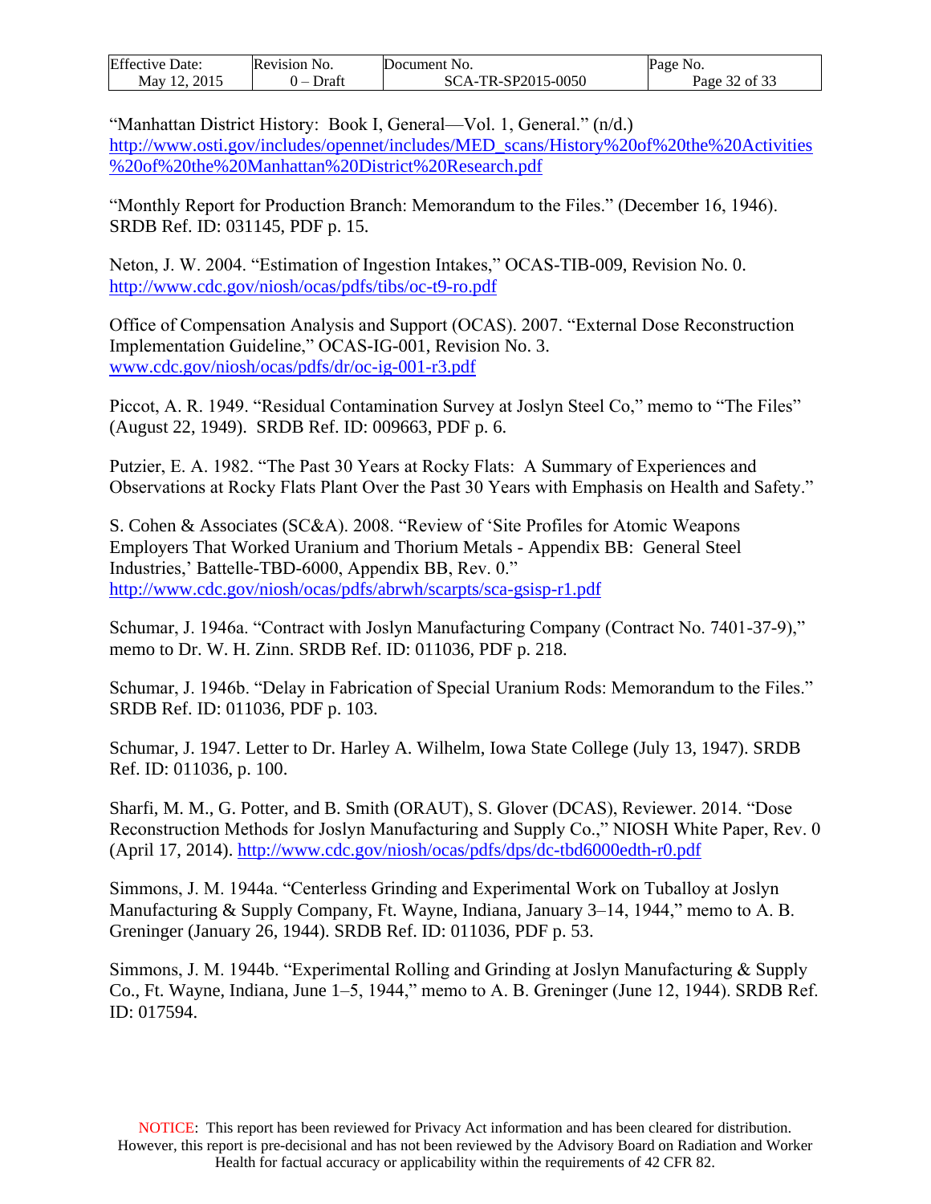"Manhattan District History: Book I, General—Vol. 1, General." (n/d.) http://www.osti.gov/includes/opennet/includes/MED_scans/History%20of%20the%20Activities%20of%20the%20Manhattan%20District%20Research.pdf

"Monthly Report for Production Branch: Memorandum to the Files." (December 16, 1946). SRDB Ref. ID: 031145, PDF p. 15.

Neton, J. W. 2004. "Estimation of Ingestion Intakes," OCAS-TIB-009, Revision No. 0. http://www.cdc.gov/niosh/ocas/pdfs/tibs/oc-t9-ro.pdf

Office of Compensation Analysis and Support (OCAS). 2007. "External Dose Reconstruction Implementation Guideline," OCAS-IG-001, Revision No. 3. www.cdc.gov/niosh/ocas/pdfs/dr/oc-ig-001-r3.pdf

Piccot, A. R. 1949. "Residual Contamination Survey at Joslyn Steel Co," memo to "The Files" (August 22, 1949). SRDB Ref. ID: 009663, PDF p. 6.

Putzier, E. A. 1982. "The Past 30 Years at Rocky Flats: A Summary of Experiences and Observations at Rocky Flats Plant Over the Past 30 Years with Emphasis on Health and Safety."

S. Cohen & Associates (SC&A). 2008. "Review of 'Site Profiles for Atomic Weapons Employers That Worked Uranium and Thorium Metals - Appendix BB: General Steel Industries,' Battelle-TBD-6000, Appendix BB, Rev. 0." http://www.cdc.gov/niosh/ocas/pdfs/abrwh/scarpts/sca-gsisp-r1.pdf

Schumar, J. 1946a. "Contract with Joslyn Manufacturing Company (Contract No. 7401-37-9)," memo to Dr. W. H. Zinn. SRDB Ref. ID: 011036, PDF p. 218.

Schumar, J. 1946b. "Delay in Fabrication of Special Uranium Rods: Memorandum to the Files." SRDB Ref. ID: 011036, PDF p. 103.

Schumar, J. 1947. Letter to Dr. Harley A. Wilhelm, Iowa State College (July 13, 1947). SRDB Ref. ID: 011036, p. 100.

Sharfi, M. M., G. Potter, and B. Smith (ORAUT), S. Glover (DCAS), Reviewer. 2014. "Dose Reconstruction Methods for Joslyn Manufacturing and Supply Co.," NIOSH White Paper, Rev. 0 (April 17, 2014). http://www.cdc.gov/niosh/ocas/pdfs/dps/dc-tbd6000edth-r0.pdf

Simmons, J. M. 1944a. "Centerless Grinding and Experimental Work on Tuballoy at Joslyn Manufacturing & Supply Company, Ft. Wayne, Indiana, January 3–14, 1944," memo to A. B. Greninger (January 26, 1944). SRDB Ref. ID: 011036, PDF p. 53.

Simmons, J. M. 1944b. "Experimental Rolling and Grinding at Joslyn Manufacturing & Supply Co., Ft. Wayne, Indiana, June 1–5, 1944," memo to A. B. Greninger (June 12, 1944). SRDB Ref. ID: 017594.

NOTICE: This report has been reviewed for Privacy Act information and has been cleared for distribution. However, this report is pre-decisional and has not been reviewed by the Advisory Board on Radiation and Worker Health for factual accuracy or applicability within the requirements of 42 CFR 82.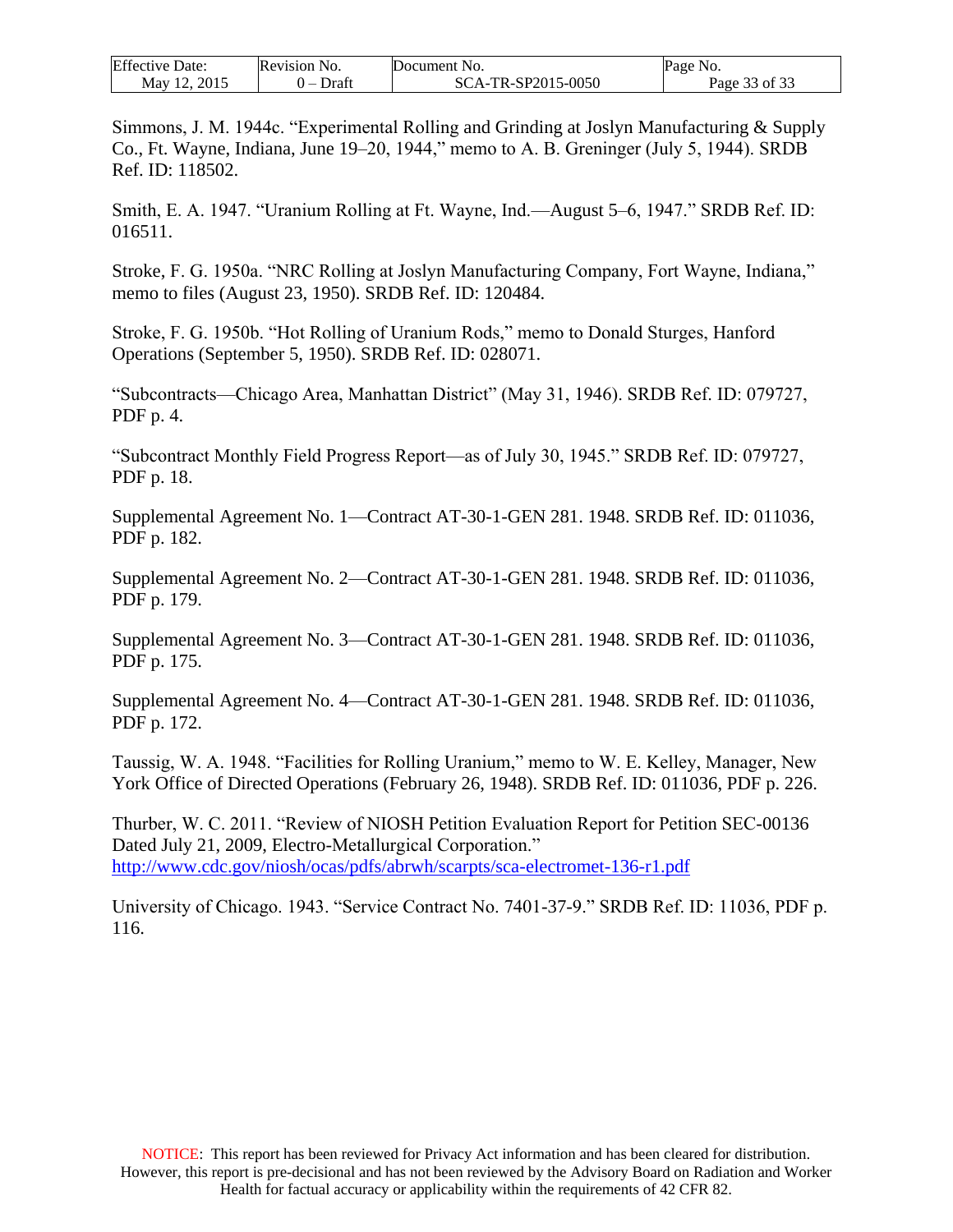Simmons, J. M. 1944c. "Experimental Rolling and Grinding at Joslyn Manufacturing & Supply Co., Ft. Wayne, Indiana, June 19–20, 1944," memo to A. B. Greninger (July 5, 1944). SRDB Ref. ID: 118502.

Smith, E. A. 1947. "Uranium Rolling at Ft. Wayne, Ind.—August 5–6, 1947." SRDB Ref. ID: 016511.

Stroke, F. G. 1950a. "NRC Rolling at Joslyn Manufacturing Company, Fort Wayne, Indiana," memo to files (August 23, 1950). SRDB Ref. ID: 120484.

Stroke, F. G. 1950b. "Hot Rolling of Uranium Rods," memo to Donald Sturges, Hanford Operations (September 5, 1950). SRDB Ref. ID: 028071.

"Subcontracts—Chicago Area, Manhattan District" (May 31, 1946). SRDB Ref. ID: 079727, PDF p. 4.

"Subcontract Monthly Field Progress Report—as of July 30, 1945." SRDB Ref. ID: 079727, PDF p. 18.

Supplemental Agreement No. 1—Contract AT-30-1-GEN 281. 1948. SRDB Ref. ID: 011036, PDF p. 182.

Supplemental Agreement No. 2—Contract AT-30-1-GEN 281. 1948. SRDB Ref. ID: 011036, PDF p. 179.

Supplemental Agreement No. 3—Contract AT-30-1-GEN 281. 1948. SRDB Ref. ID: 011036, PDF p. 175.

Supplemental Agreement No. 4—Contract AT-30-1-GEN 281. 1948. SRDB Ref. ID: 011036, PDF p. 172.

Taussig, W. A. 1948. "Facilities for Rolling Uranium," memo to W. E. Kelley, Manager, New York Office of Directed Operations (February 26, 1948). SRDB Ref. ID: 011036, PDF p. 226.

Thurber, W. C. 2011. "Review of NIOSH Petition Evaluation Report for Petition SEC-00136 Dated July 21, 2009, Electro-Metallurgical Corporation." http://www.cdc.gov/niosh/ocas/pdfs/abrwh/scarpts/sca-electromet-136-r1.pdf

University of Chicago. 1943. "Service Contract No. 7401-37-9." SRDB Ref. ID: 11036, PDF p. 116.

NOTICE: This report has been reviewed for Privacy Act information and has been cleared for distribution. However, this report is pre-decisional and has not been reviewed by the Advisory Board on Radiation and Worker Health for factual accuracy or applicability within the requirements of 42 CFR 82.